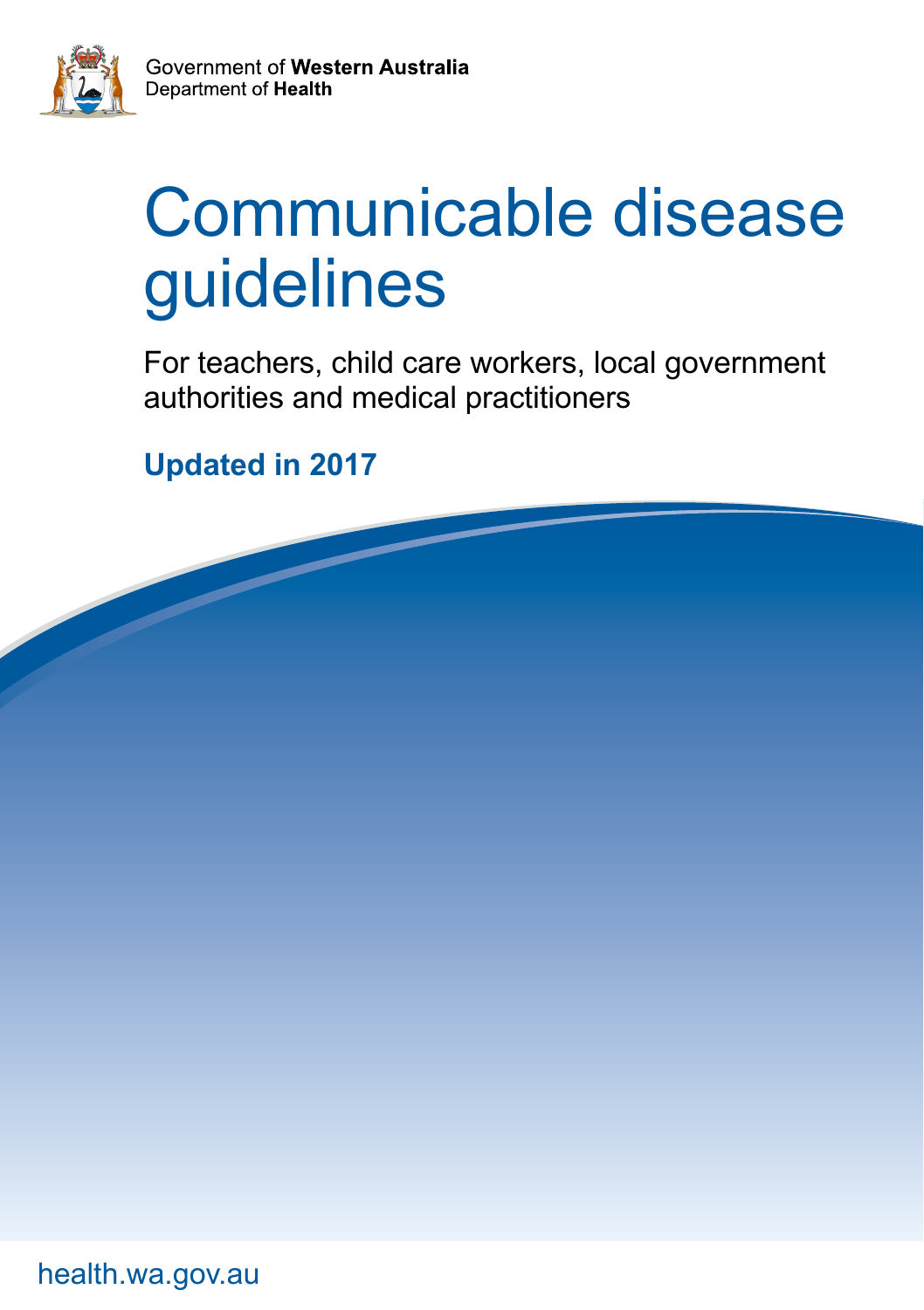Government of **Western Australia**
Department of **Health**

# Communicable disease guidelines

For teachers, child care workers, local government authorities and medical practitioners

**Updated in 2017**

health.wa.gov.au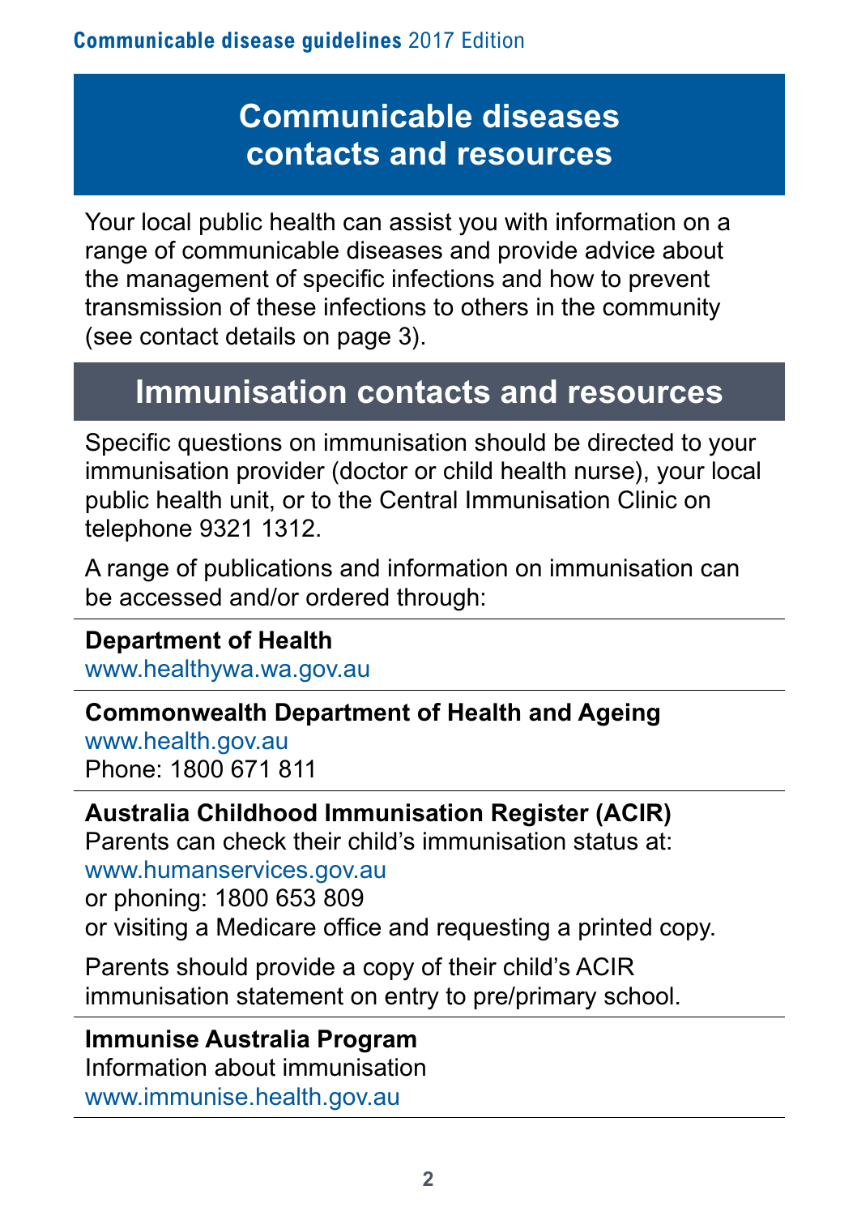# Communicable diseases contacts and resources

Your local public health can assist you with information on a range of communicable diseases and provide advice about the management of specific infections and how to prevent transmission of these infections to others in the community (see contact details on page 3).

# Immunisation contacts and resources

Specific questions on immunisation should be directed to your immunisation provider (doctor or child health nurse), your local public health unit, or to the Central Immunisation Clinic on telephone 9321 1312.

A range of publications and information on immunisation can be accessed and/or ordered through:

**Department of Health**
www.healthywa.wa.gov.au

**Commonwealth Department of Health and Ageing**
www.health.gov.au
Phone: 1800 671 811

**Australia Childhood Immunisation Register (ACIR)**
Parents can check their child's immunisation status at:
www.humanservices.gov.au
or phoning: 1800 653 809
or visiting a Medicare office and requesting a printed copy.

Parents should provide a copy of their child's ACIR immunisation statement on entry to pre/primary school.

**Immunise Australia Program**
Information about immunisation
www.immunise.health.gov.au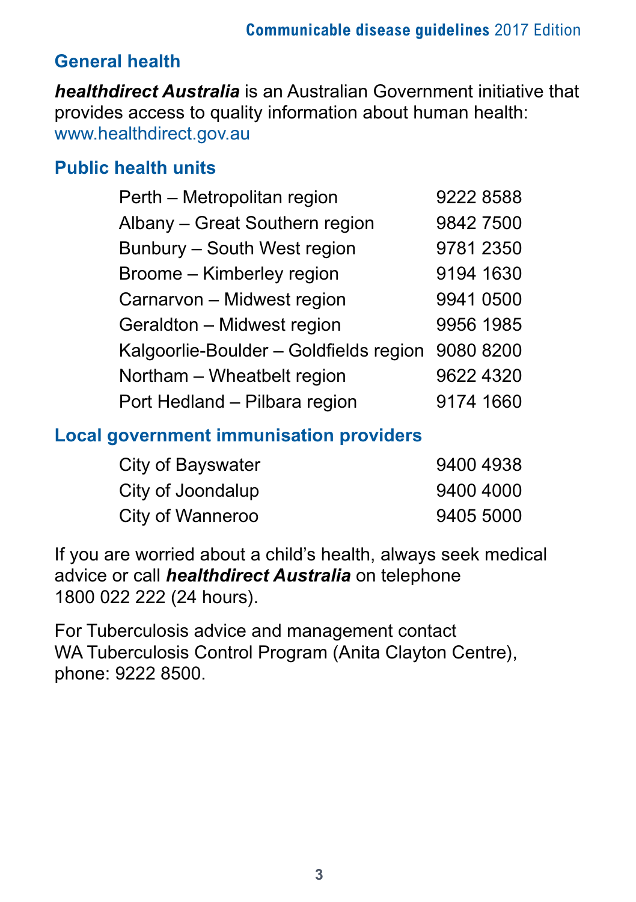## General health

***healthdirect Australia*** is an Australian Government initiative that provides access to quality information about human health: www.healthdirect.gov.au

## Public health units

| | |
|---|---|
| Perth – Metropolitan region | 9222 8588 |
| Albany – Great Southern region | 9842 7500 |
| Bunbury – South West region | 9781 2350 |
| Broome – Kimberley region | 9194 1630 |
| Carnarvon – Midwest region | 9941 0500 |
| Geraldton – Midwest region | 9956 1985 |
| Kalgoorlie-Boulder – Goldfields region | 9080 8200 |
| Northam – Wheatbelt region | 9622 4320 |
| Port Hedland – Pilbara region | 9174 1660 |

## Local government immunisation providers

| | |
|---|---|
| City of Bayswater | 9400 4938 |
| City of Joondalup | 9400 4000 |
| City of Wanneroo | 9405 5000 |

If you are worried about a child's health, always seek medical advice or call ***healthdirect Australia*** on telephone 1800 022 222 (24 hours).

For Tuberculosis advice and management contact WA Tuberculosis Control Program (Anita Clayton Centre), phone: 9222 8500.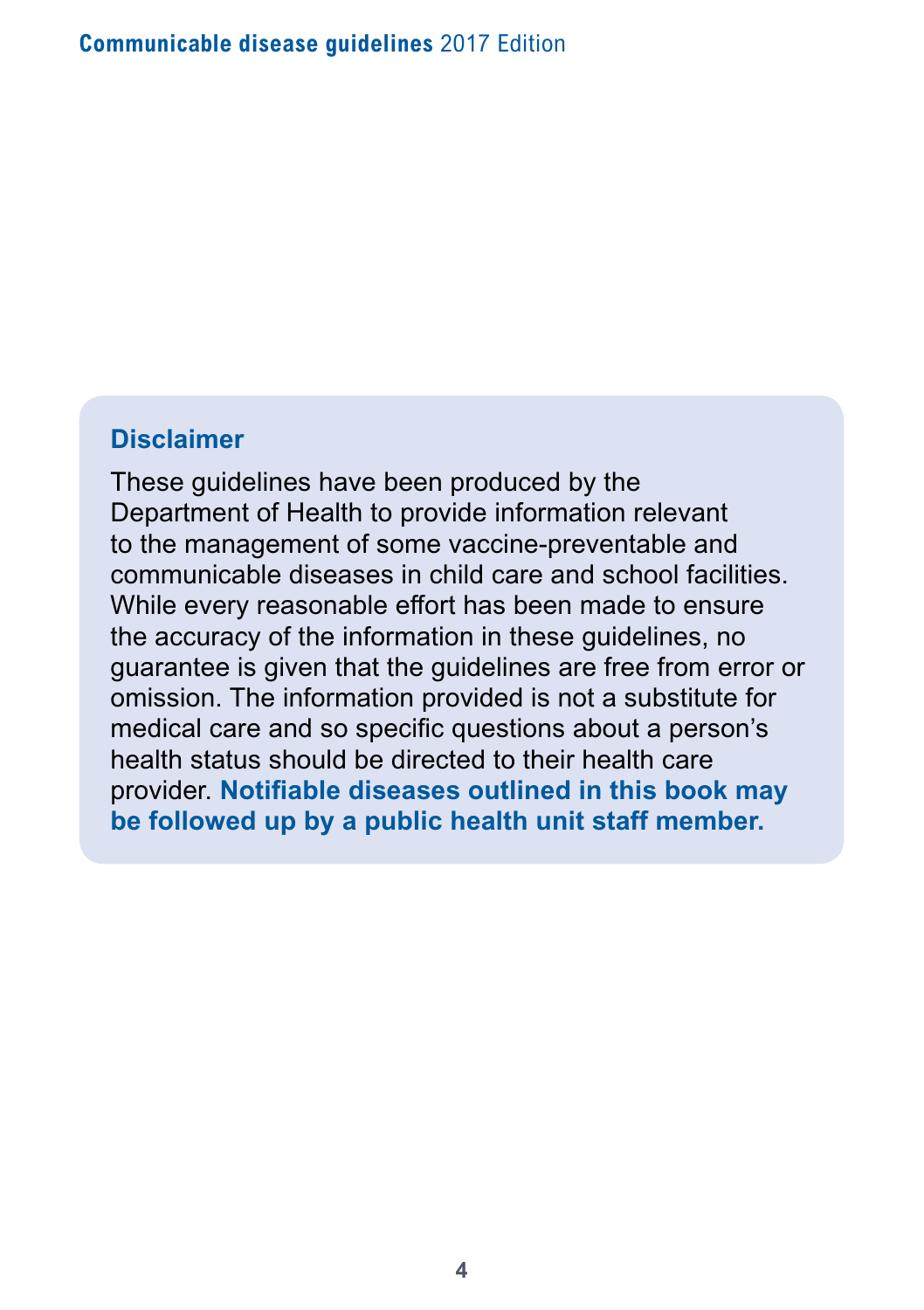## Disclaimer

These guidelines have been produced by the Department of Health to provide information relevant to the management of some vaccine-preventable and communicable diseases in child care and school facilities. While every reasonable effort has been made to ensure the accuracy of the information in these guidelines, no guarantee is given that the guidelines are free from error or omission. The information provided is not a substitute for medical care and so specific questions about a person's health status should be directed to their health care provider. **Notifiable diseases outlined in this book may be followed up by a public health unit staff member.**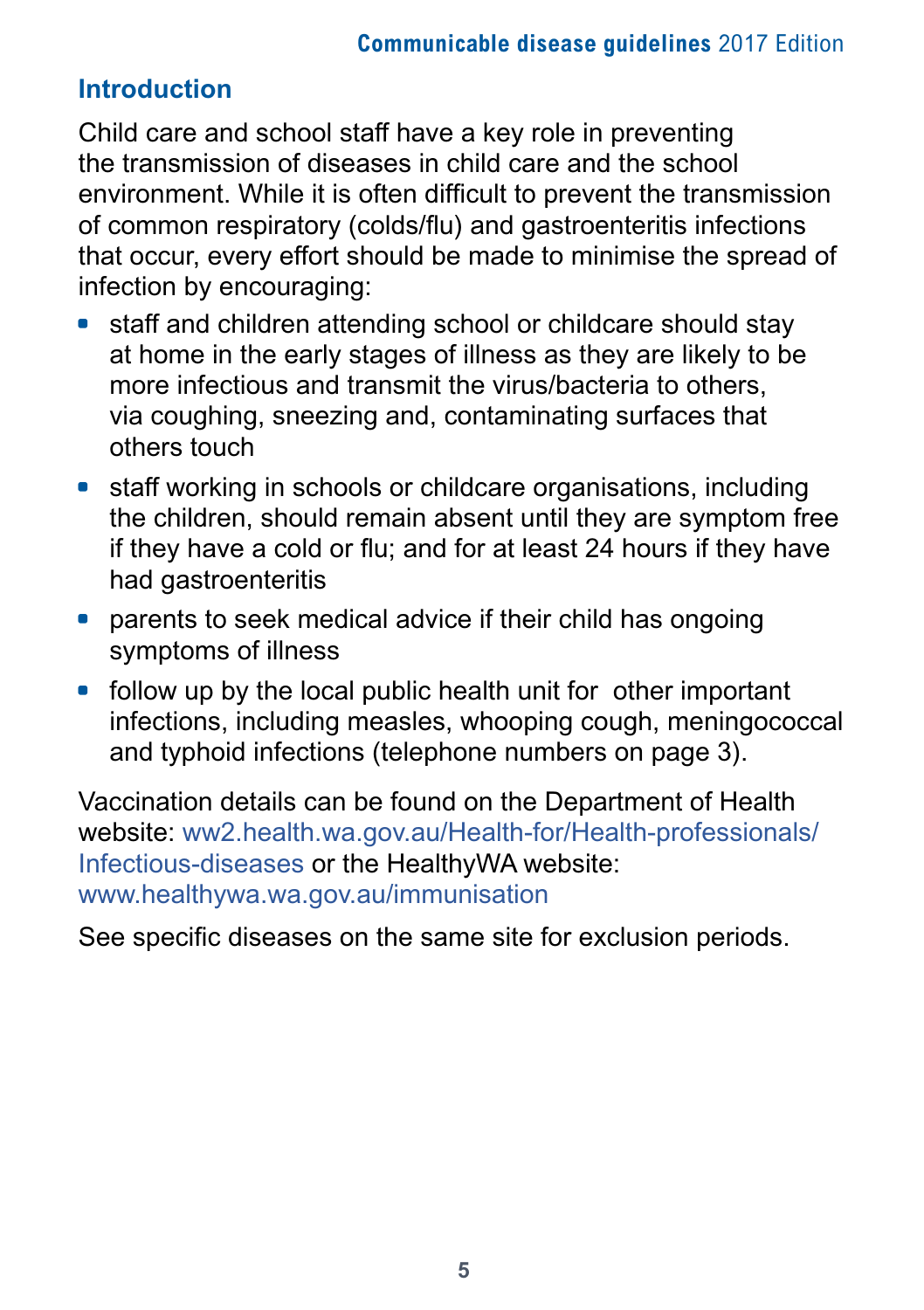## Introduction

Child care and school staff have a key role in preventing the transmission of diseases in child care and the school environment. While it is often difficult to prevent the transmission of common respiratory (colds/flu) and gastroenteritis infections that occur, every effort should be made to minimise the spread of infection by encouraging:

- staff and children attending school or childcare should stay at home in the early stages of illness as they are likely to be more infectious and transmit the virus/bacteria to others, via coughing, sneezing and, contaminating surfaces that others touch
- staff working in schools or childcare organisations, including the children, should remain absent until they are symptom free if they have a cold or flu; and for at least 24 hours if they have had gastroenteritis
- parents to seek medical advice if their child has ongoing symptoms of illness
- follow up by the local public health unit for other important infections, including measles, whooping cough, meningococcal and typhoid infections (telephone numbers on page 3).

Vaccination details can be found on the Department of Health website: ww2.health.wa.gov.au/Health-for/Health-professionals/Infectious-diseases or the HealthyWA website: www.healthywa.wa.gov.au/immunisation

See specific diseases on the same site for exclusion periods.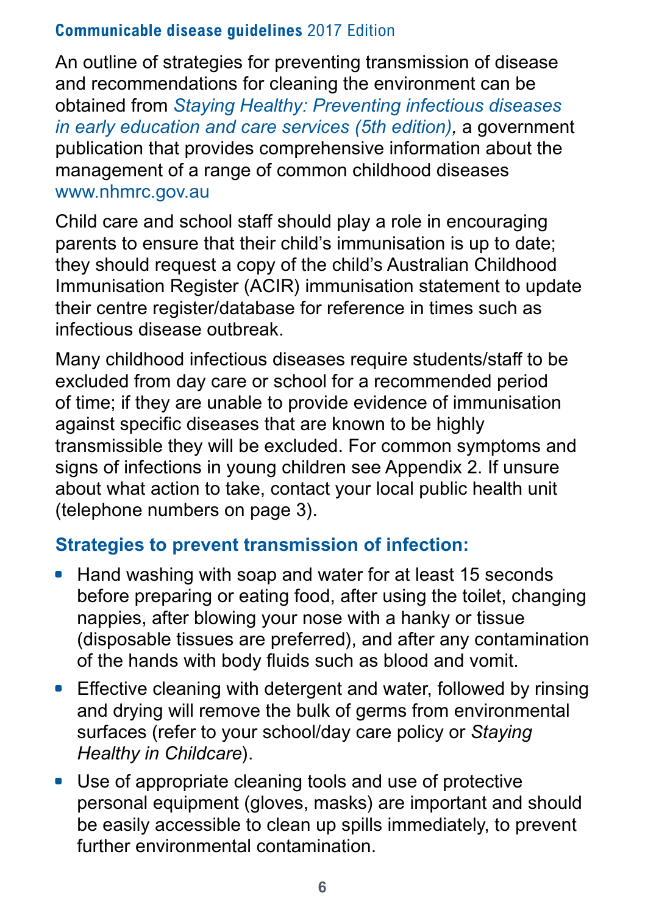An outline of strategies for preventing transmission of disease and recommendations for cleaning the environment can be obtained from *Staying Healthy: Preventing infectious diseases in early education and care services (5th edition),* a government publication that provides comprehensive information about the management of a range of common childhood diseases www.nhmrc.gov.au

Child care and school staff should play a role in encouraging parents to ensure that their child's immunisation is up to date; they should request a copy of the child's Australian Childhood Immunisation Register (ACIR) immunisation statement to update their centre register/database for reference in times such as infectious disease outbreak.

Many childhood infectious diseases require students/staff to be excluded from day care or school for a recommended period of time; if they are unable to provide evidence of immunisation against specific diseases that are known to be highly transmissible they will be excluded. For common symptoms and signs of infections in young children see Appendix 2. If unsure about what action to take, contact your local public health unit (telephone numbers on page 3).

## Strategies to prevent transmission of infection:

- Hand washing with soap and water for at least 15 seconds before preparing or eating food, after using the toilet, changing nappies, after blowing your nose with a hanky or tissue (disposable tissues are preferred), and after any contamination of the hands with body fluids such as blood and vomit.
- Effective cleaning with detergent and water, followed by rinsing and drying will remove the bulk of germs from environmental surfaces (refer to your school/day care policy or *Staying Healthy in Childcare*).
- Use of appropriate cleaning tools and use of protective personal equipment (gloves, masks) are important and should be easily accessible to clean up spills immediately, to prevent further environmental contamination.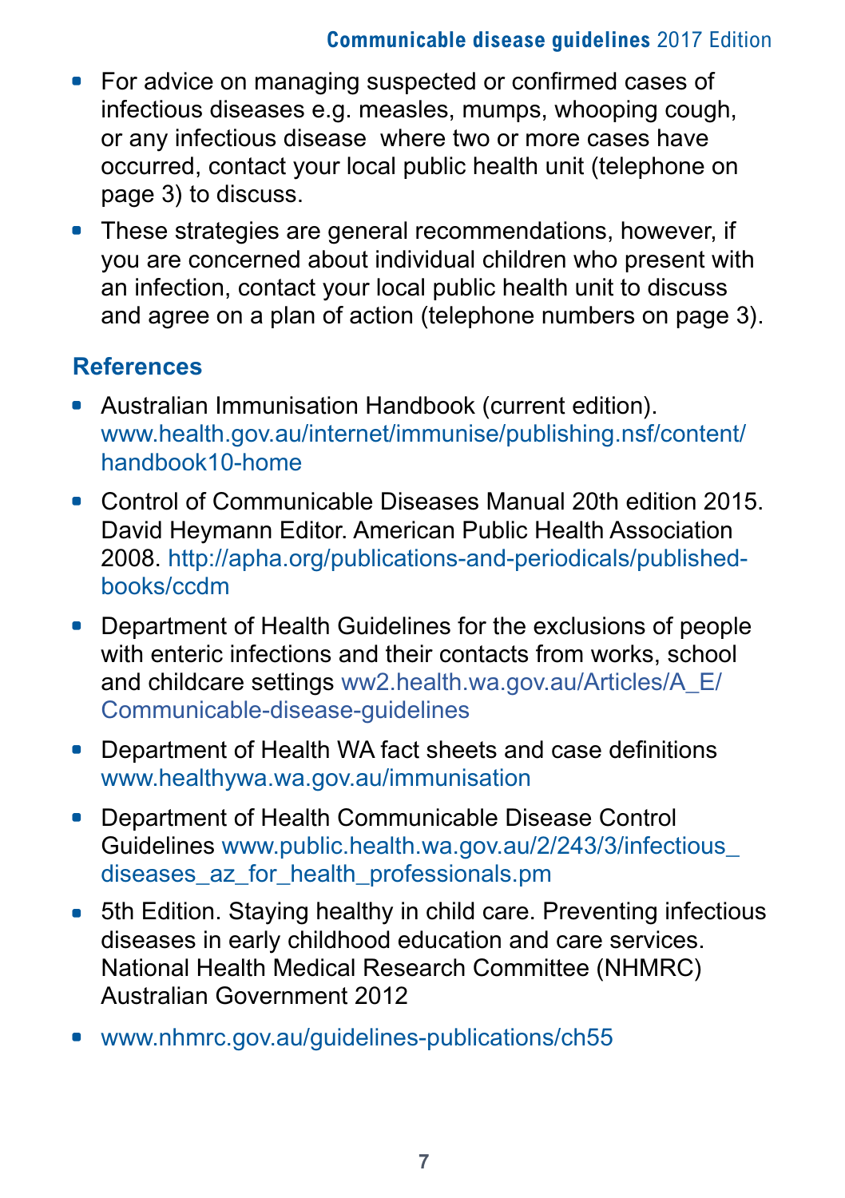- For advice on managing suspected or confirmed cases of infectious diseases e.g. measles, mumps, whooping cough, or any infectious disease  where two or more cases have occurred, contact your local public health unit (telephone on page 3) to discuss.
- These strategies are general recommendations, however, if you are concerned about individual children who present with an infection, contact your local public health unit to discuss and agree on a plan of action (telephone numbers on page 3).

## References

- Australian Immunisation Handbook (current edition). www.health.gov.au/internet/immunise/publishing.nsf/content/handbook10-home
- Control of Communicable Diseases Manual 20th edition 2015. David Heymann Editor. American Public Health Association 2008. http://apha.org/publications-and-periodicals/published-books/ccdm
- Department of Health Guidelines for the exclusions of people with enteric infections and their contacts from works, school and childcare settings ww2.health.wa.gov.au/Articles/A_E/Communicable-disease-guidelines
- Department of Health WA fact sheets and case definitions www.healthywa.wa.gov.au/immunisation
- Department of Health Communicable Disease Control Guidelines www.public.health.wa.gov.au/2/243/3/infectious_diseases_az_for_health_professionals.pm
- 5th Edition. Staying healthy in child care. Preventing infectious diseases in early childhood education and care services. National Health Medical Research Committee (NHMRC) Australian Government 2012
- www.nhmrc.gov.au/guidelines-publications/ch55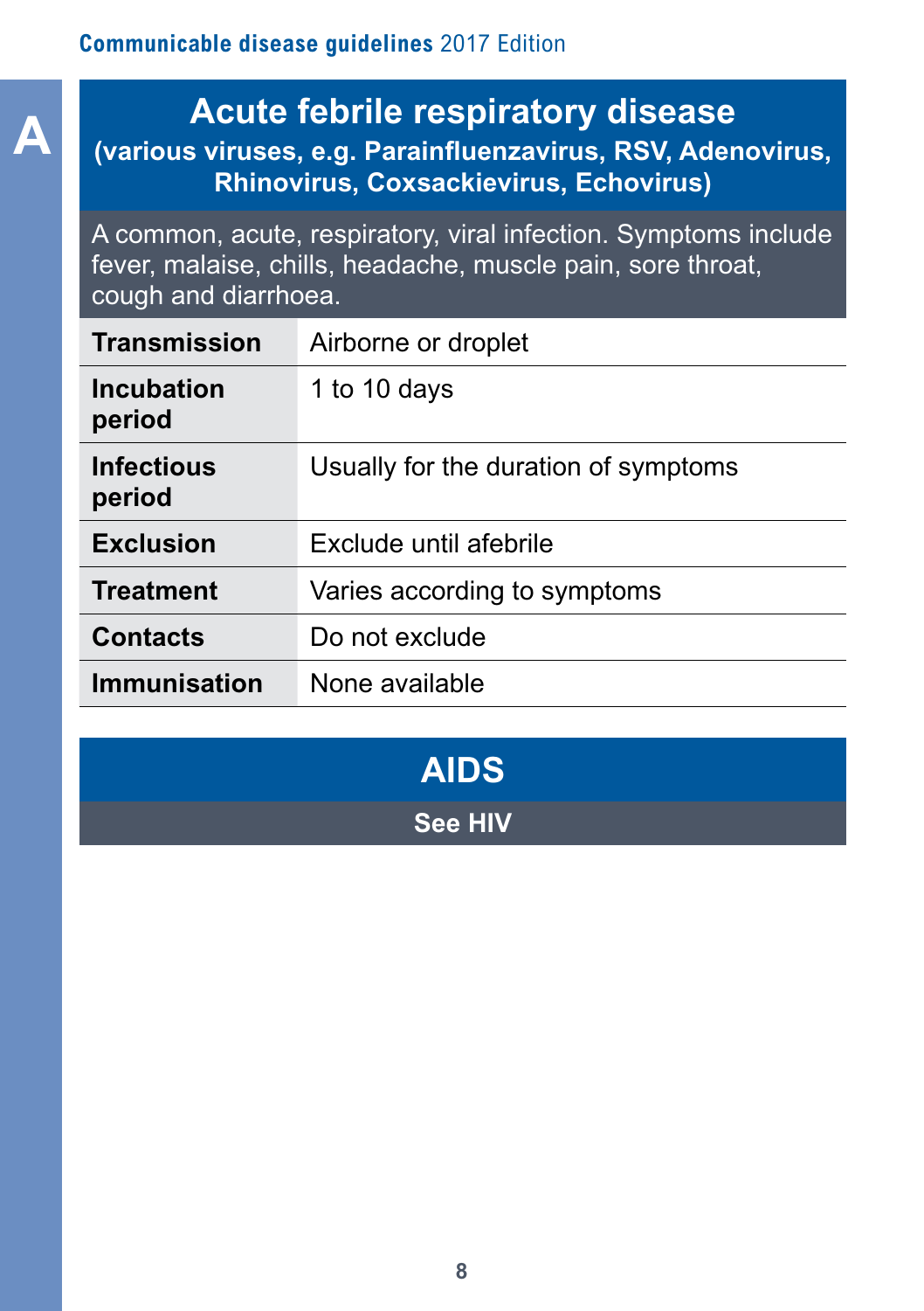## Acute febrile respiratory disease

**(various viruses, e.g. Parainfluenzavirus, RSV, Adenovirus, Rhinovirus, Coxsackievirus, Echovirus)**

A common, acute, respiratory, viral infection. Symptoms include fever, malaise, chills, headache, muscle pain, sore throat, cough and diarrhoea.

| | |
|---|---|
| **Transmission** | Airborne or droplet |
| **Incubation period** | 1 to 10 days |
| **Infectious period** | Usually for the duration of symptoms |
| **Exclusion** | Exclude until afebrile |
| **Treatment** | Varies according to symptoms |
| **Contacts** | Do not exclude |
| **Immunisation** | None available |

## AIDS

**See HIV**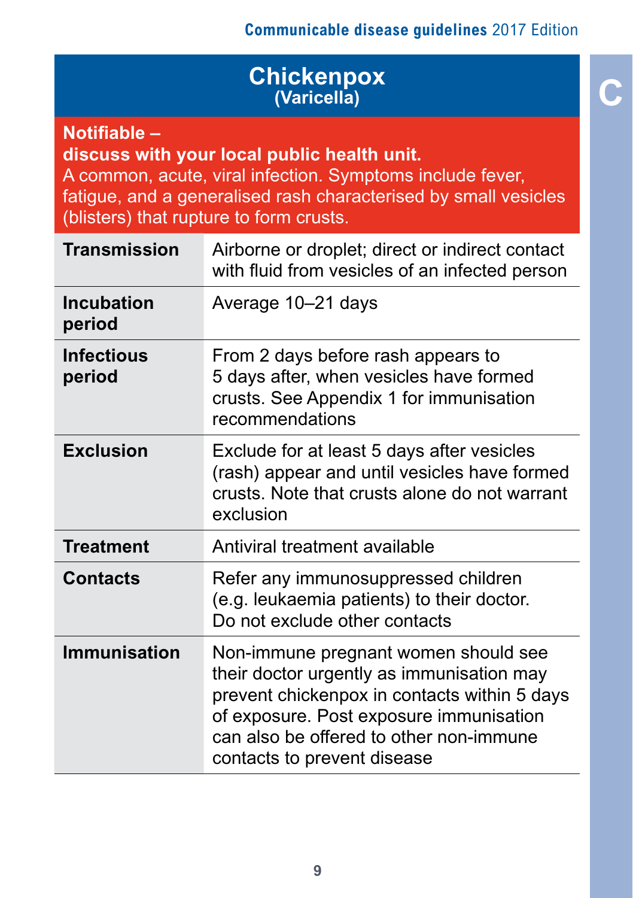# Chickenpox
## (Varicella)

**Notifiable – discuss with your local public health unit.**

A common, acute, viral infection. Symptoms include fever, fatigue, and a generalised rash characterised by small vesicles (blisters) that rupture to form crusts.

| | |
|---|---|
| **Transmission** | Airborne or droplet; direct or indirect contact with fluid from vesicles of an infected person |
| **Incubation period** | Average 10–21 days |
| **Infectious period** | From 2 days before rash appears to 5 days after, when vesicles have formed crusts. See Appendix 1 for immunisation recommendations |
| **Exclusion** | Exclude for at least 5 days after vesicles (rash) appear and until vesicles have formed crusts. Note that crusts alone do not warrant exclusion |
| **Treatment** | Antiviral treatment available |
| **Contacts** | Refer any immunosuppressed children (e.g. leukaemia patients) to their doctor. Do not exclude other contacts |
| **Immunisation** | Non-immune pregnant women should see their doctor urgently as immunisation may prevent chickenpox in contacts within 5 days of exposure. Post exposure immunisation can also be offered to other non-immune contacts to prevent disease |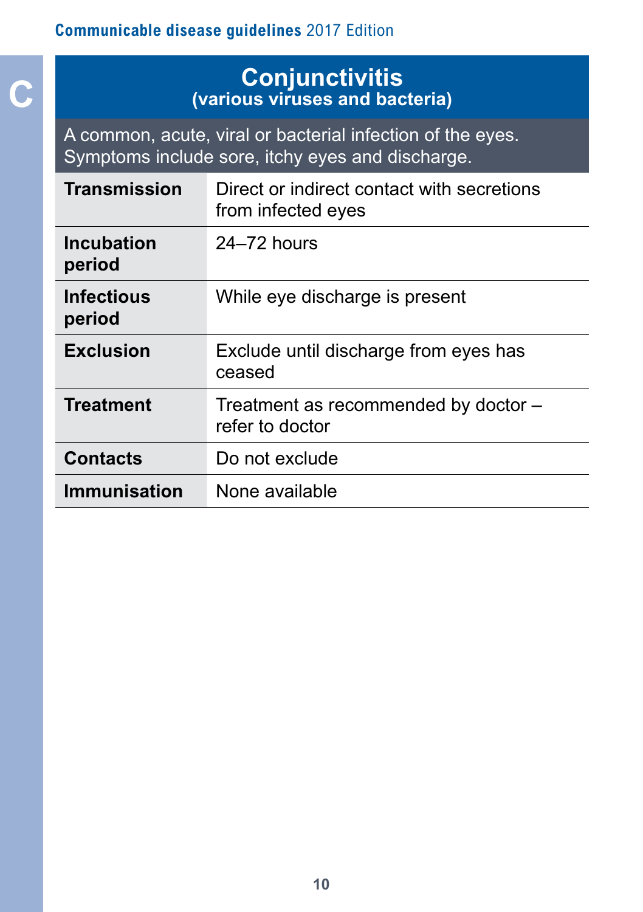# Conjunctivitis
## (various viruses and bacteria)

A common, acute, viral or bacterial infection of the eyes. Symptoms include sore, itchy eyes and discharge.

| | |
|---|---|
| **Transmission** | Direct or indirect contact with secretions from infected eyes |
| **Incubation period** | 24–72 hours |
| **Infectious period** | While eye discharge is present |
| **Exclusion** | Exclude until discharge from eyes has ceased |
| **Treatment** | Treatment as recommended by doctor – refer to doctor |
| **Contacts** | Do not exclude |
| **Immunisation** | None available |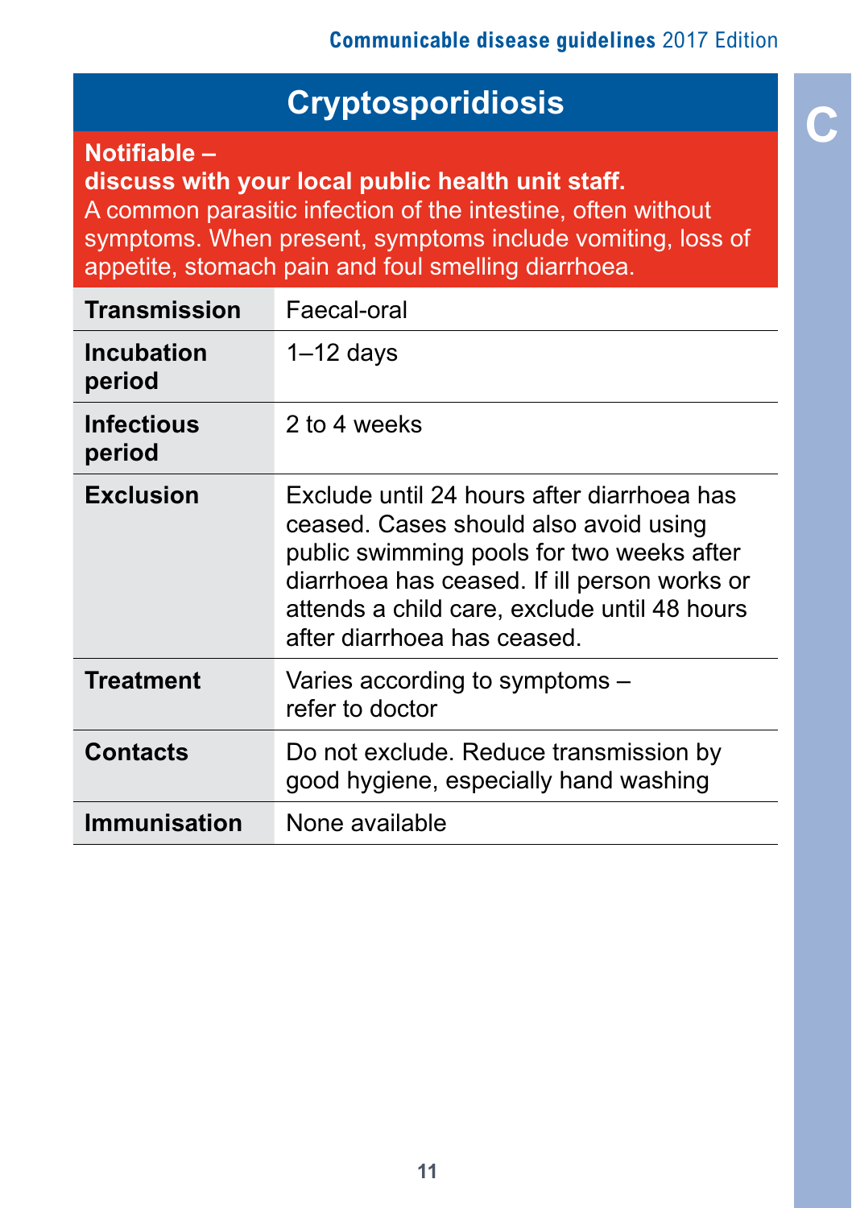# Cryptosporidiosis

**Notifiable –**
**discuss with your local public health unit staff.**
A common parasitic infection of the intestine, often without symptoms. When present, symptoms include vomiting, loss of appetite, stomach pain and foul smelling diarrhoea.

| | |
|---|---|
| **Transmission** | Faecal-oral |
| **Incubation period** | 1–12 days |
| **Infectious period** | 2 to 4 weeks |
| **Exclusion** | Exclude until 24 hours after diarrhoea has ceased. Cases should also avoid using public swimming pools for two weeks after diarrhoea has ceased. If ill person works or attends a child care, exclude until 48 hours after diarrhoea has ceased. |
| **Treatment** | Varies according to symptoms – refer to doctor |
| **Contacts** | Do not exclude. Reduce transmission by good hygiene, especially hand washing |
| **Immunisation** | None available |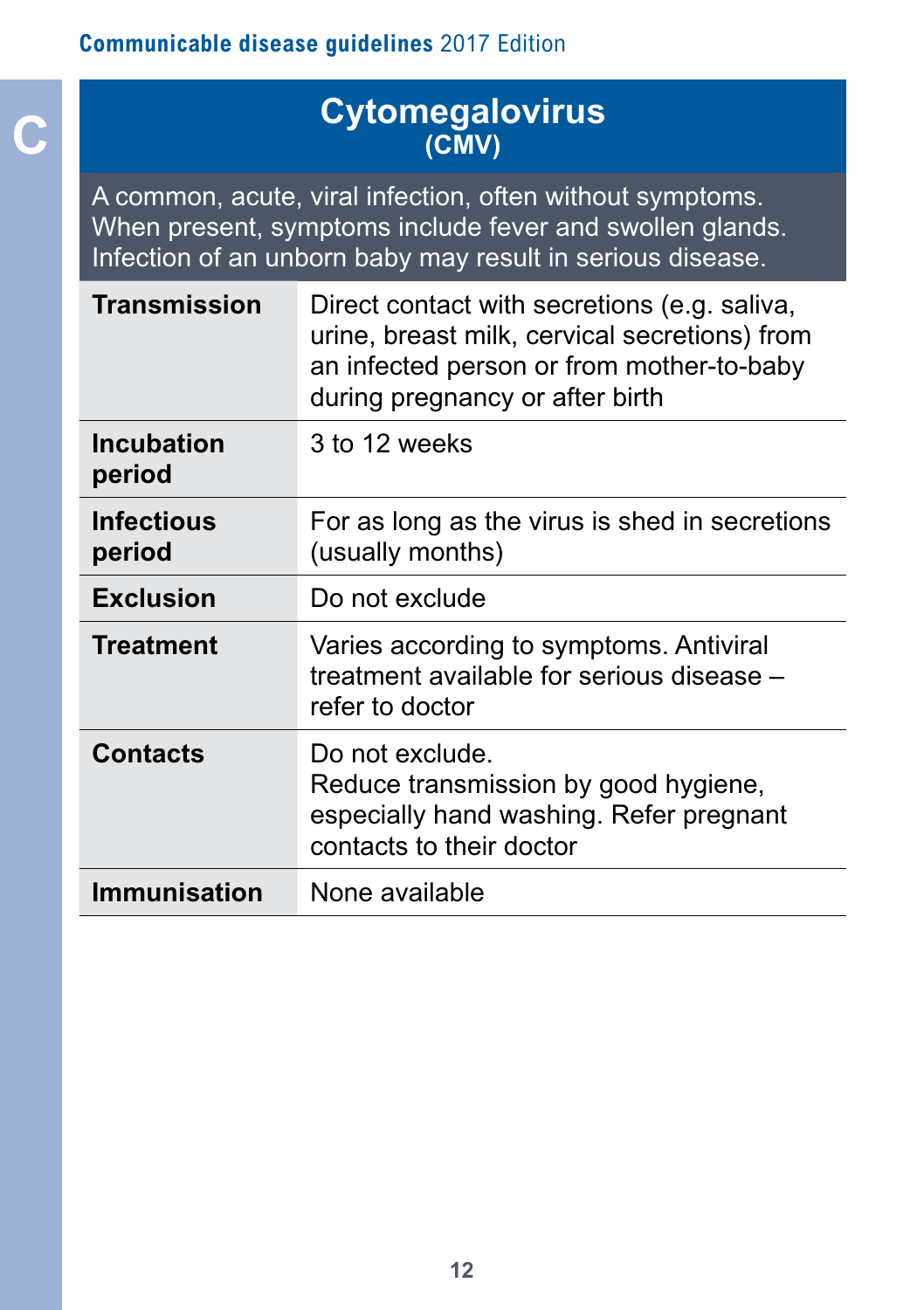# Cytomegalovirus
## (CMV)

A common, acute, viral infection, often without symptoms. When present, symptoms include fever and swollen glands. Infection of an unborn baby may result in serious disease.

| | |
|---|---|
| **Transmission** | Direct contact with secretions (e.g. saliva, urine, breast milk, cervical secretions) from an infected person or from mother-to-baby during pregnancy or after birth |
| **Incubation period** | 3 to 12 weeks |
| **Infectious period** | For as long as the virus is shed in secretions (usually months) |
| **Exclusion** | Do not exclude |
| **Treatment** | Varies according to symptoms. Antiviral treatment available for serious disease – refer to doctor |
| **Contacts** | Do not exclude.<br>Reduce transmission by good hygiene, especially hand washing. Refer pregnant contacts to their doctor |
| **Immunisation** | None available |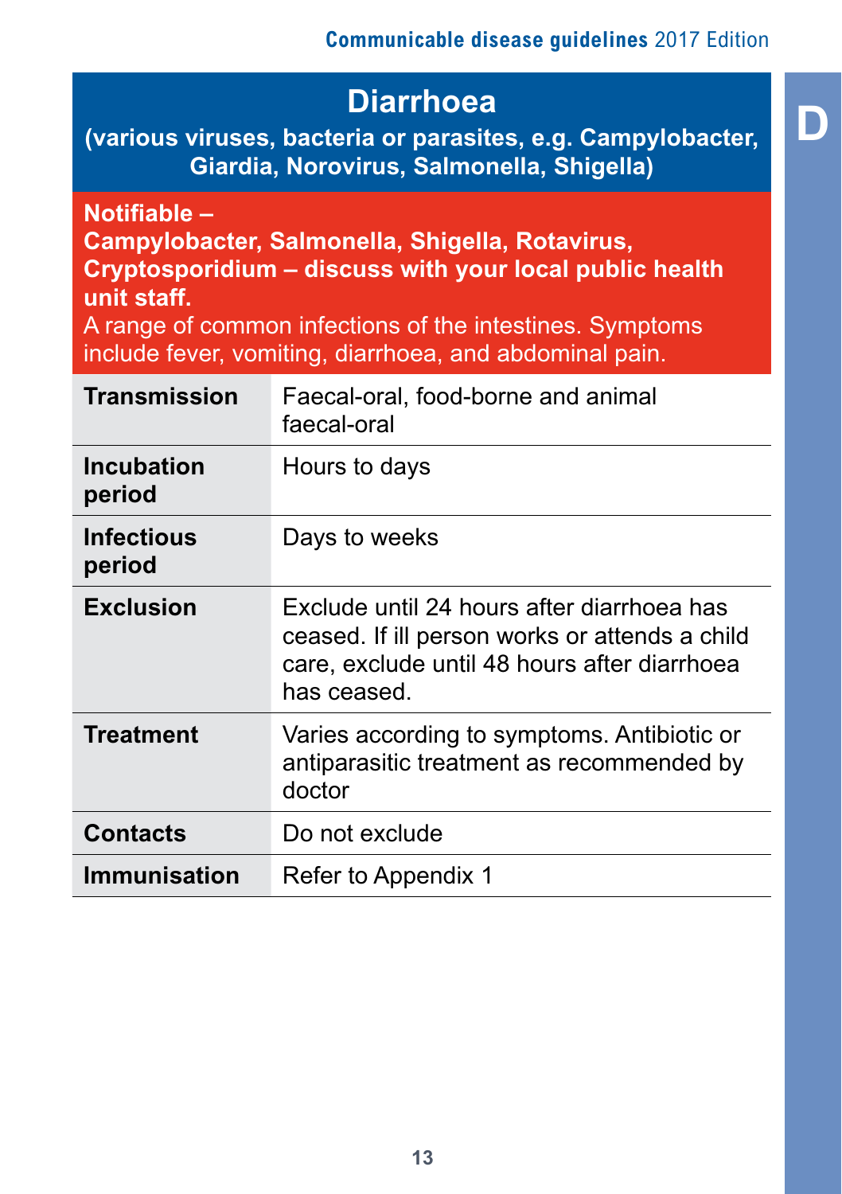# Diarrhoea

**(various viruses, bacteria or parasites, e.g. Campylobacter, Giardia, Norovirus, Salmonella, Shigella)**

**Notifiable –**
**Campylobacter, Salmonella, Shigella, Rotavirus, Cryptosporidium – discuss with your local public health unit staff.**

A range of common infections of the intestines. Symptoms include fever, vomiting, diarrhoea, and abdominal pain.

| | |
|---|---|
| **Transmission** | Faecal-oral, food-borne and animal faecal-oral |
| **Incubation period** | Hours to days |
| **Infectious period** | Days to weeks |
| **Exclusion** | Exclude until 24 hours after diarrhoea has ceased. If ill person works or attends a child care, exclude until 48 hours after diarrhoea has ceased. |
| **Treatment** | Varies according to symptoms. Antibiotic or antiparasitic treatment as recommended by doctor |
| **Contacts** | Do not exclude |
| **Immunisation** | Refer to Appendix 1 |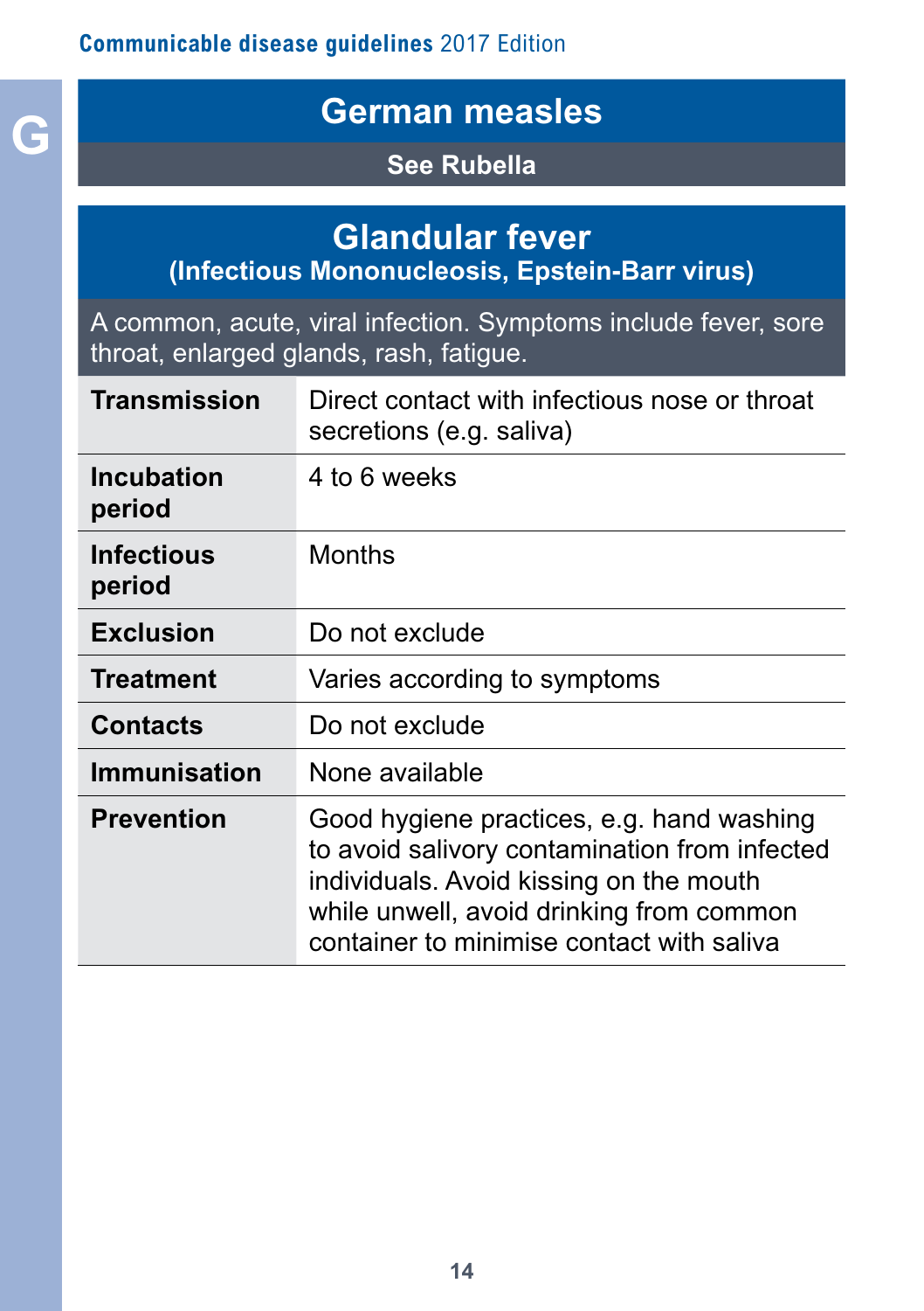## German measles

**See Rubella**

## Glandular fever

**(Infectious Mononucleosis, Epstein-Barr virus)**

A common, acute, viral infection. Symptoms include fever, sore throat, enlarged glands, rash, fatigue.

| | |
|---|---|
| **Transmission** | Direct contact with infectious nose or throat secretions (e.g. saliva) |
| **Incubation period** | 4 to 6 weeks |
| **Infectious period** | Months |
| **Exclusion** | Do not exclude |
| **Treatment** | Varies according to symptoms |
| **Contacts** | Do not exclude |
| **Immunisation** | None available |
| **Prevention** | Good hygiene practices, e.g. hand washing to avoid salivory contamination from infected individuals. Avoid kissing on the mouth while unwell, avoid drinking from common container to minimise contact with saliva |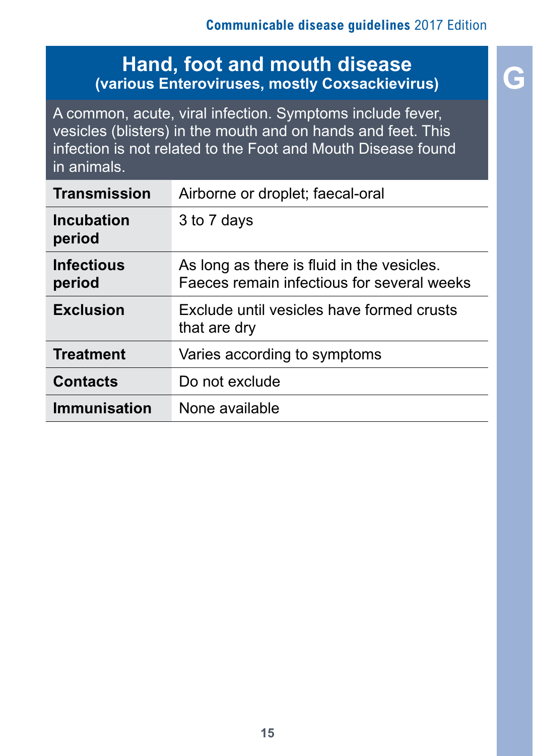# Hand, foot and mouth disease
## (various Enteroviruses, mostly Coxsackievirus)

A common, acute, viral infection. Symptoms include fever, vesicles (blisters) in the mouth and on hands and feet. This infection is not related to the Foot and Mouth Disease found in animals.

| | |
|---|---|
| **Transmission** | Airborne or droplet; faecal-oral |
| **Incubation period** | 3 to 7 days |
| **Infectious period** | As long as there is fluid in the vesicles. Faeces remain infectious for several weeks |
| **Exclusion** | Exclude until vesicles have formed crusts that are dry |
| **Treatment** | Varies according to symptoms |
| **Contacts** | Do not exclude |
| **Immunisation** | None available |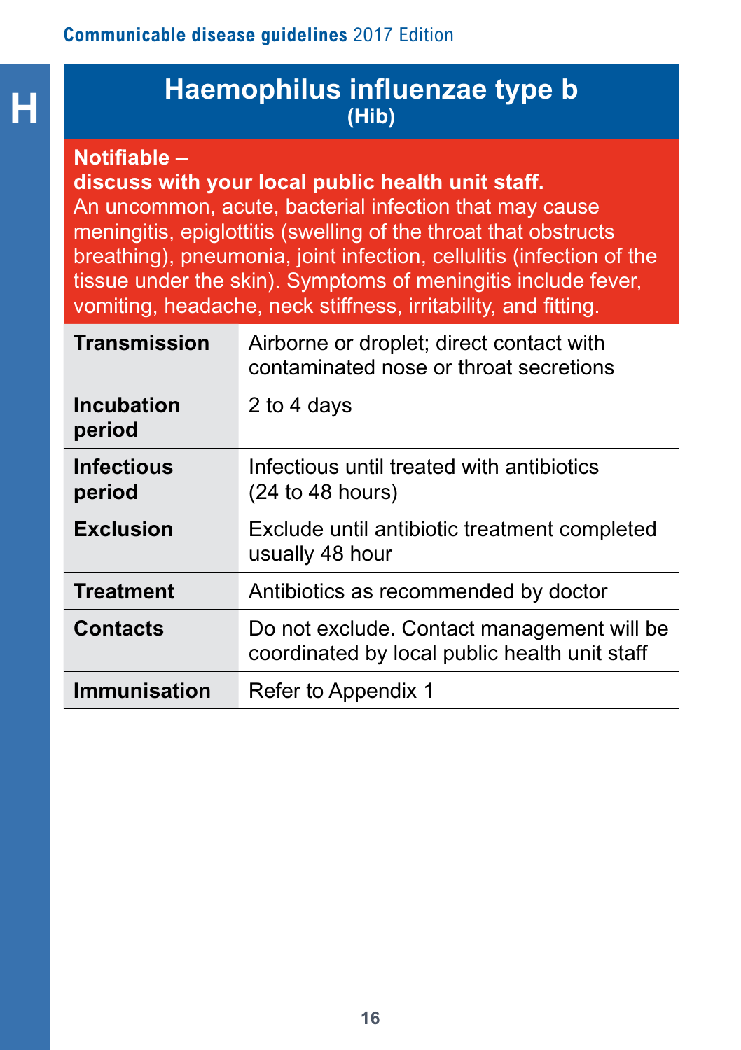# Haemophilus influenzae type b

## (Hib)

**Notifable –**
**discuss with your local public health unit staff.**

An uncommon, acute, bacterial infection that may cause meningitis, epiglottitis (swelling of the throat that obstructs breathing), pneumonia, joint infection, cellulitis (infection of the tissue under the skin). Symptoms of meningitis include fever, vomiting, headache, neck stiffness, irritability, and fitting.

| | |
|---|---|
| **Transmission** | Airborne or droplet; direct contact with contaminated nose or throat secretions |
| **Incubation period** | 2 to 4 days |
| **Infectious period** | Infectious until treated with antibiotics (24 to 48 hours) |
| **Exclusion** | Exclude until antibiotic treatment completed usually 48 hour |
| **Treatment** | Antibiotics as recommended by doctor |
| **Contacts** | Do not exclude. Contact management will be coordinated by local public health unit staff |
| **Immunisation** | Refer to Appendix 1 |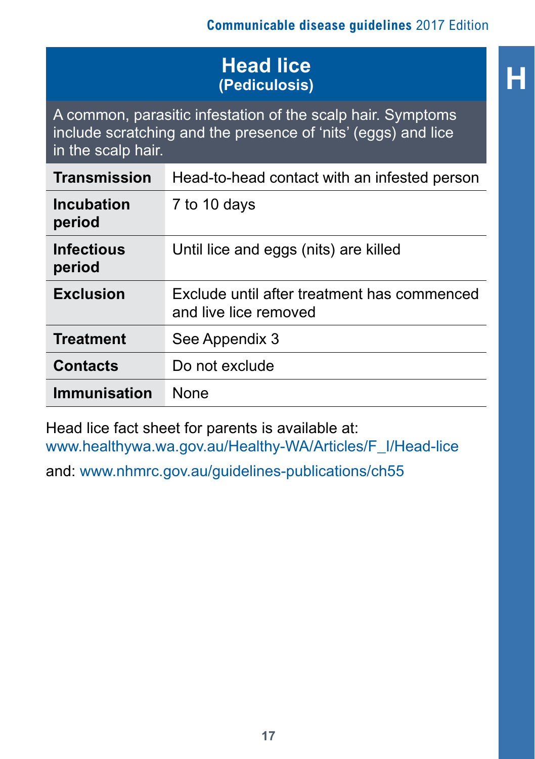# Head lice
## (Pediculosis)

A common, parasitic infestation of the scalp hair. Symptoms include scratching and the presence of ‘nits’ (eggs) and lice in the scalp hair.

| | |
|---|---|
| **Transmission** | Head-to-head contact with an infested person |
| **Incubation period** | 7 to 10 days |
| **Infectious period** | Until lice and eggs (nits) are killed |
| **Exclusion** | Exclude until after treatment has commenced and live lice removed |
| **Treatment** | See Appendix 3 |
| **Contacts** | Do not exclude |
| **Immunisation** | None |

Head lice fact sheet for parents is available at:
www.healthywa.wa.gov.au/Healthy-WA/Articles/F_I/Head-lice

and: www.nhmrc.gov.au/guidelines-publications/ch55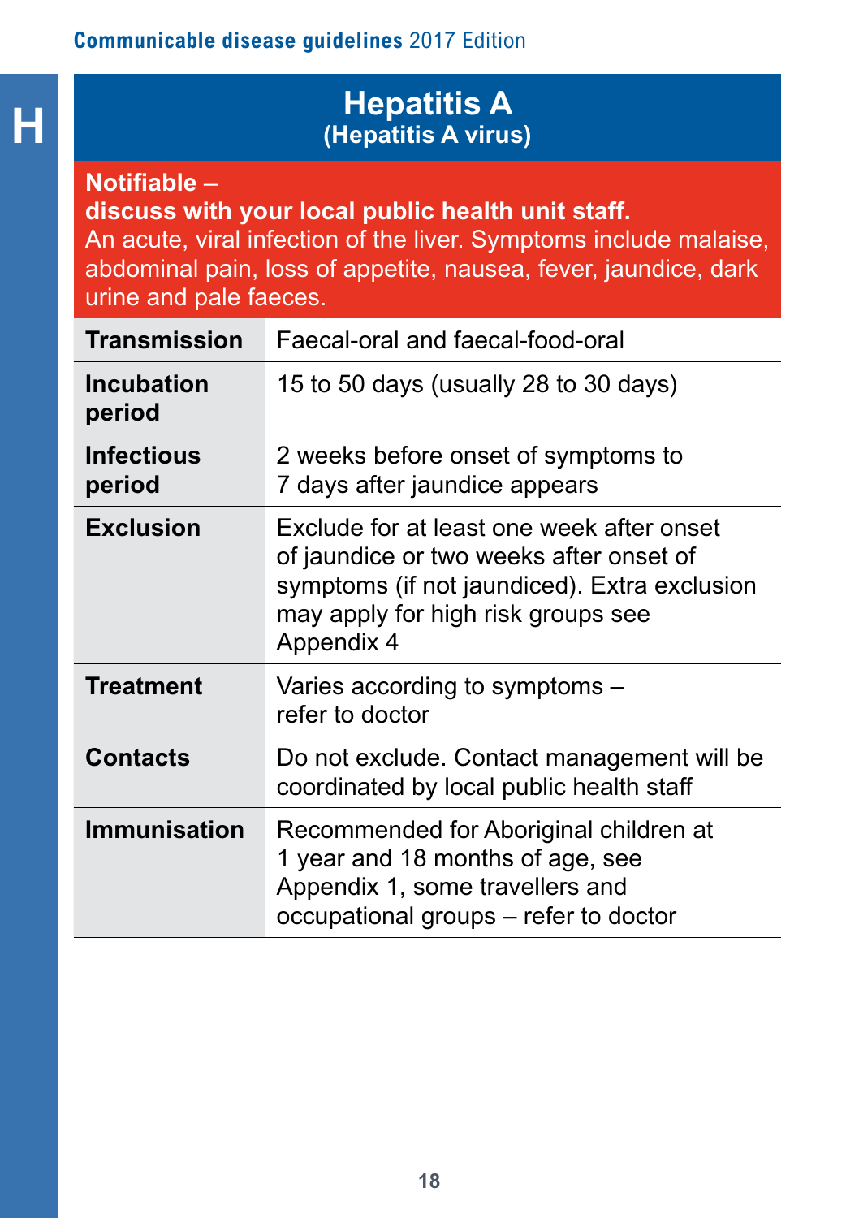# Hepatitis A
## (Hepatitis A virus)

**Notifiable – discuss with your local public health unit staff.**

An acute, viral infection of the liver. Symptoms include malaise, abdominal pain, loss of appetite, nausea, fever, jaundice, dark urine and pale faeces.

| | |
|---|---|
| **Transmission** | Faecal-oral and faecal-food-oral |
| **Incubation period** | 15 to 50 days (usually 28 to 30 days) |
| **Infectious period** | 2 weeks before onset of symptoms to 7 days after jaundice appears |
| **Exclusion** | Exclude for at least one week after onset of jaundice or two weeks after onset of symptoms (if not jaundiced). Extra exclusion may apply for high risk groups see Appendix 4 |
| **Treatment** | Varies according to symptoms – refer to doctor |
| **Contacts** | Do not exclude. Contact management will be coordinated by local public health staff |
| **Immunisation** | Recommended for Aboriginal children at 1 year and 18 months of age, see Appendix 1, some travellers and occupational groups – refer to doctor |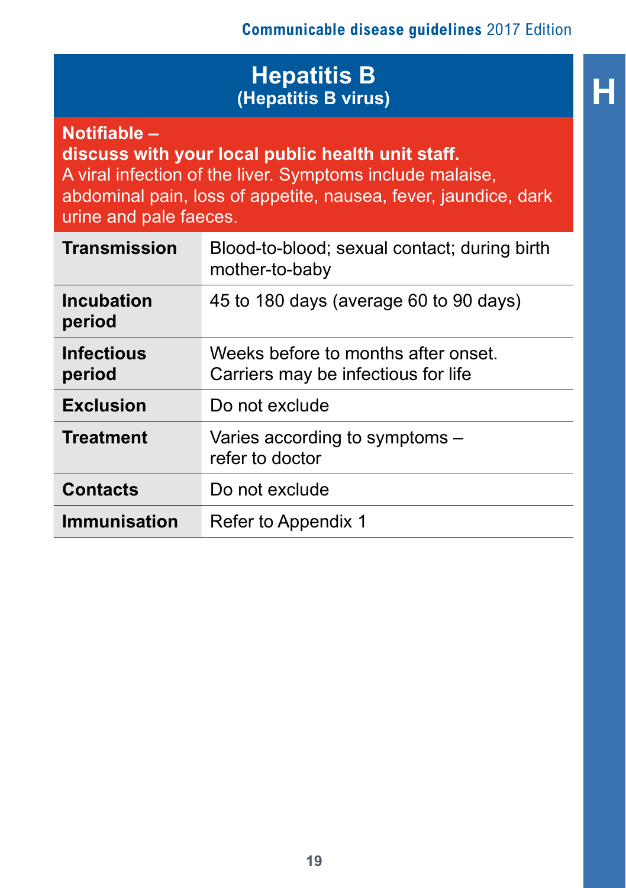# Hepatitis B
## (Hepatitis B virus)

**Notifiable –**
**discuss with your local public health unit staff.**
A viral infection of the liver. Symptoms include malaise, abdominal pain, loss of appetite, nausea, fever, jaundice, dark urine and pale faeces.

| | |
|---|---|
| **Transmission** | Blood-to-blood; sexual contact; during birth mother-to-baby |
| **Incubation period** | 45 to 180 days (average 60 to 90 days) |
| **Infectious period** | Weeks before to months after onset. Carriers may be infectious for life |
| **Exclusion** | Do not exclude |
| **Treatment** | Varies according to symptoms – refer to doctor |
| **Contacts** | Do not exclude |
| **Immunisation** | Refer to Appendix 1 |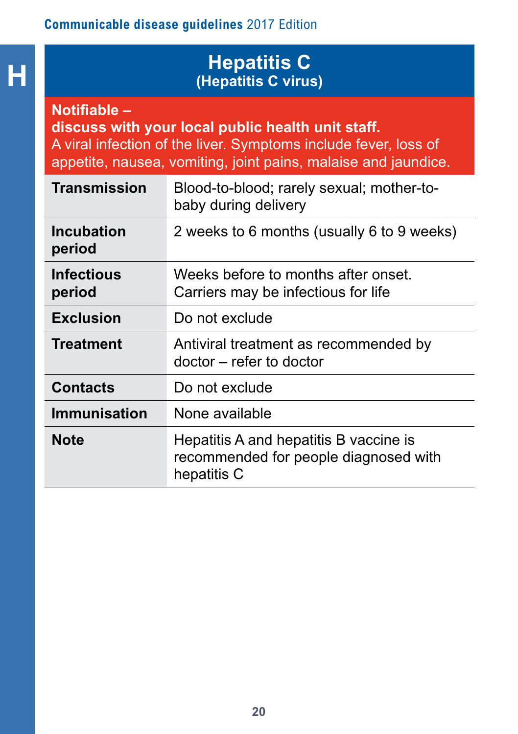# Hepatitis C
## (Hepatitis C virus)

**Notifable –**
**discuss with your local public health unit staff.**
A viral infection of the liver. Symptoms include fever, loss of appetite, nausea, vomiting, joint pains, malaise and jaundice.

| | |
|---|---|
| **Transmission** | Blood-to-blood; rarely sexual; mother-to-baby during delivery |
| **Incubation period** | 2 weeks to 6 months (usually 6 to 9 weeks) |
| **Infectious period** | Weeks before to months after onset. Carriers may be infectious for life |
| **Exclusion** | Do not exclude |
| **Treatment** | Antiviral treatment as recommended by doctor – refer to doctor |
| **Contacts** | Do not exclude |
| **Immunisation** | None available |
| **Note** | Hepatitis A and hepatitis B vaccine is recommended for people diagnosed with hepatitis C |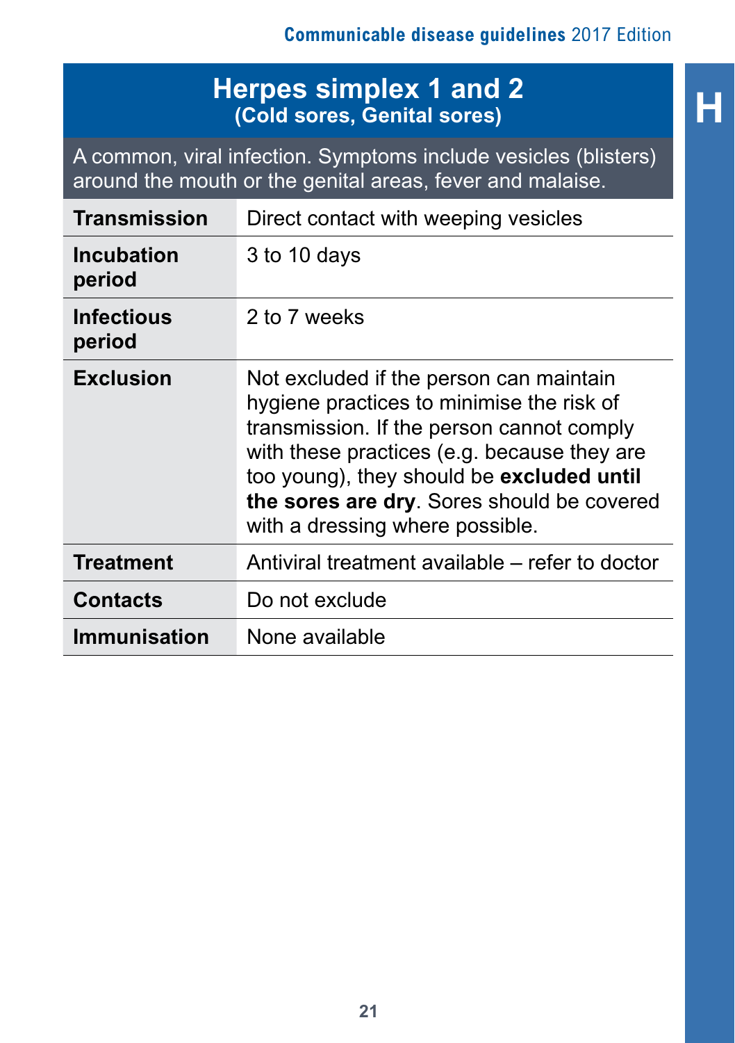# Herpes simplex 1 and 2
## (Cold sores, Genital sores)

A common, viral infection. Symptoms include vesicles (blisters) around the mouth or the genital areas, fever and malaise.

| | |
|---|---|
| **Transmission** | Direct contact with weeping vesicles |
| **Incubation period** | 3 to 10 days |
| **Infectious period** | 2 to 7 weeks |
| **Exclusion** | Not excluded if the person can maintain hygiene practices to minimise the risk of transmission. If the person cannot comply with these practices (e.g. because they are too young), they should be **excluded until the sores are dry**. Sores should be covered with a dressing where possible. |
| **Treatment** | Antiviral treatment available – refer to doctor |
| **Contacts** | Do not exclude |
| **Immunisation** | None available |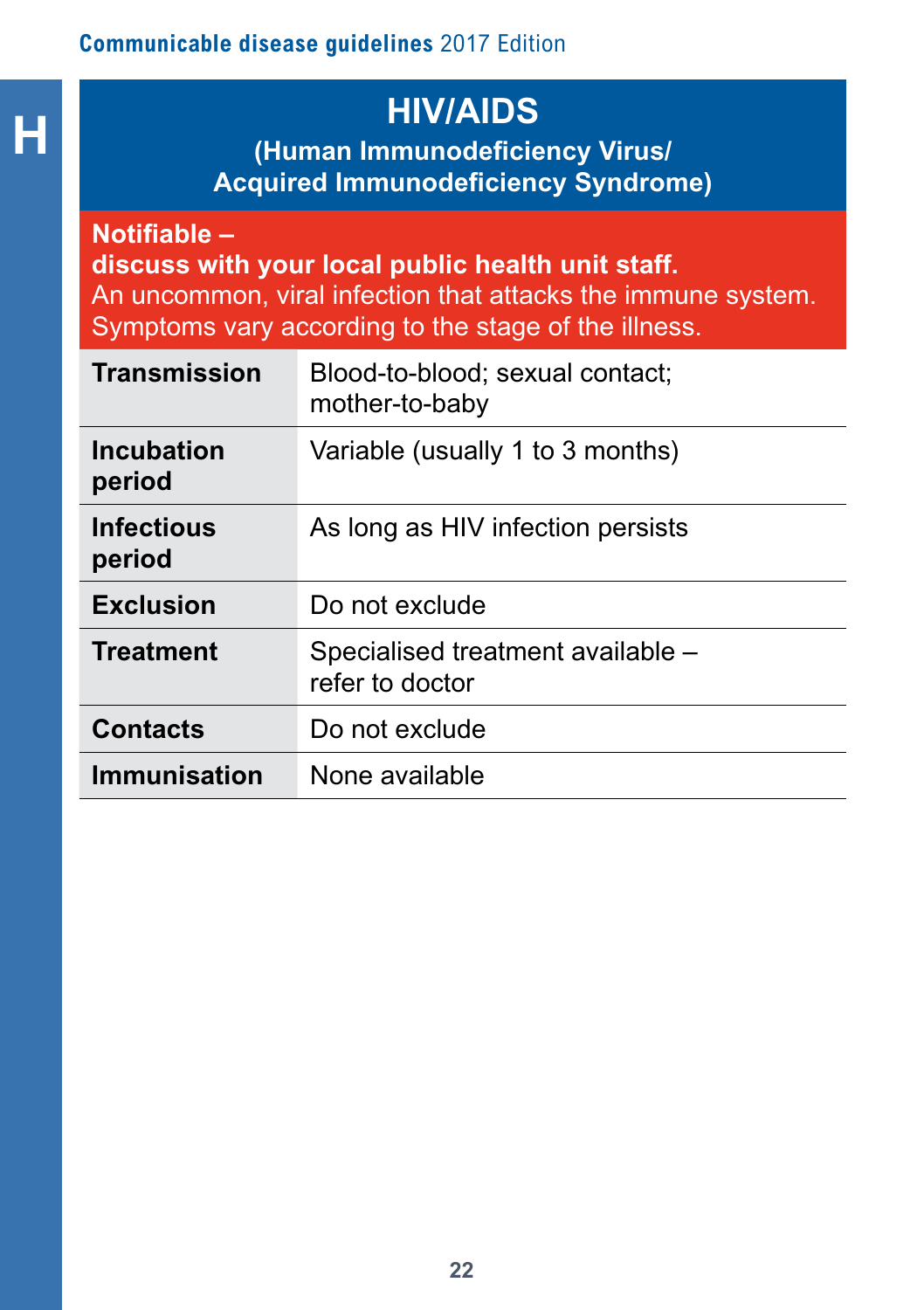# HIV/AIDS

**(Human Immunodeficiency Virus/ Acquired Immunodeficiency Syndrome)**

**Notifiable –**
**discuss with your local public health unit staff.**
An uncommon, viral infection that attacks the immune system. Symptoms vary according to the stage of the illness.

| | |
|---|---|
| **Transmission** | Blood-to-blood; sexual contact; mother-to-baby |
| **Incubation period** | Variable (usually 1 to 3 months) |
| **Infectious period** | As long as HIV infection persists |
| **Exclusion** | Do not exclude |
| **Treatment** | Specialised treatment available – refer to doctor |
| **Contacts** | Do not exclude |
| **Immunisation** | None available |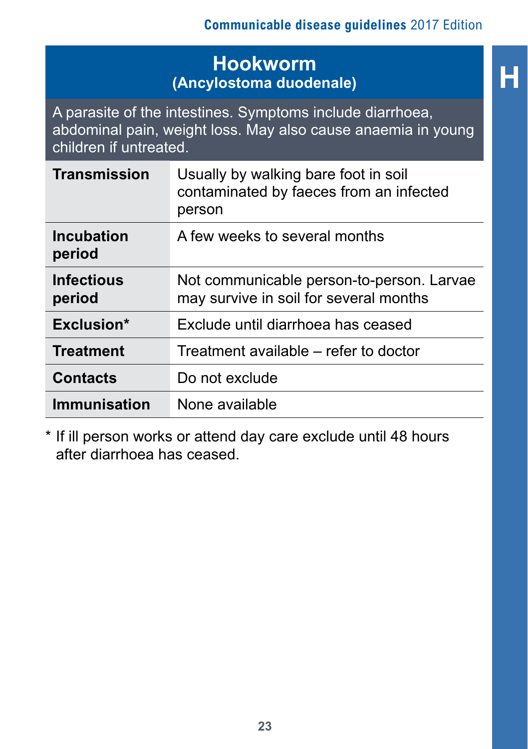# Hookworm
## (Ancylostoma duodenale)

A parasite of the intestines. Symptoms include diarrhoea, abdominal pain, weight loss. May also cause anaemia in young children if untreated.

| | |
|---|---|
| **Transmission** | Usually by walking bare foot in soil contaminated by faeces from an infected person |
| **Incubation period** | A few weeks to several months |
| **Infectious period** | Not communicable person-to-person. Larvae may survive in soil for several months |
| **Exclusion*** | Exclude until diarrhoea has ceased |
| **Treatment** | Treatment available – refer to doctor |
| **Contacts** | Do not exclude |
| **Immunisation** | None available |

* If ill person works or attend day care exclude until 48 hours after diarrhoea has ceased.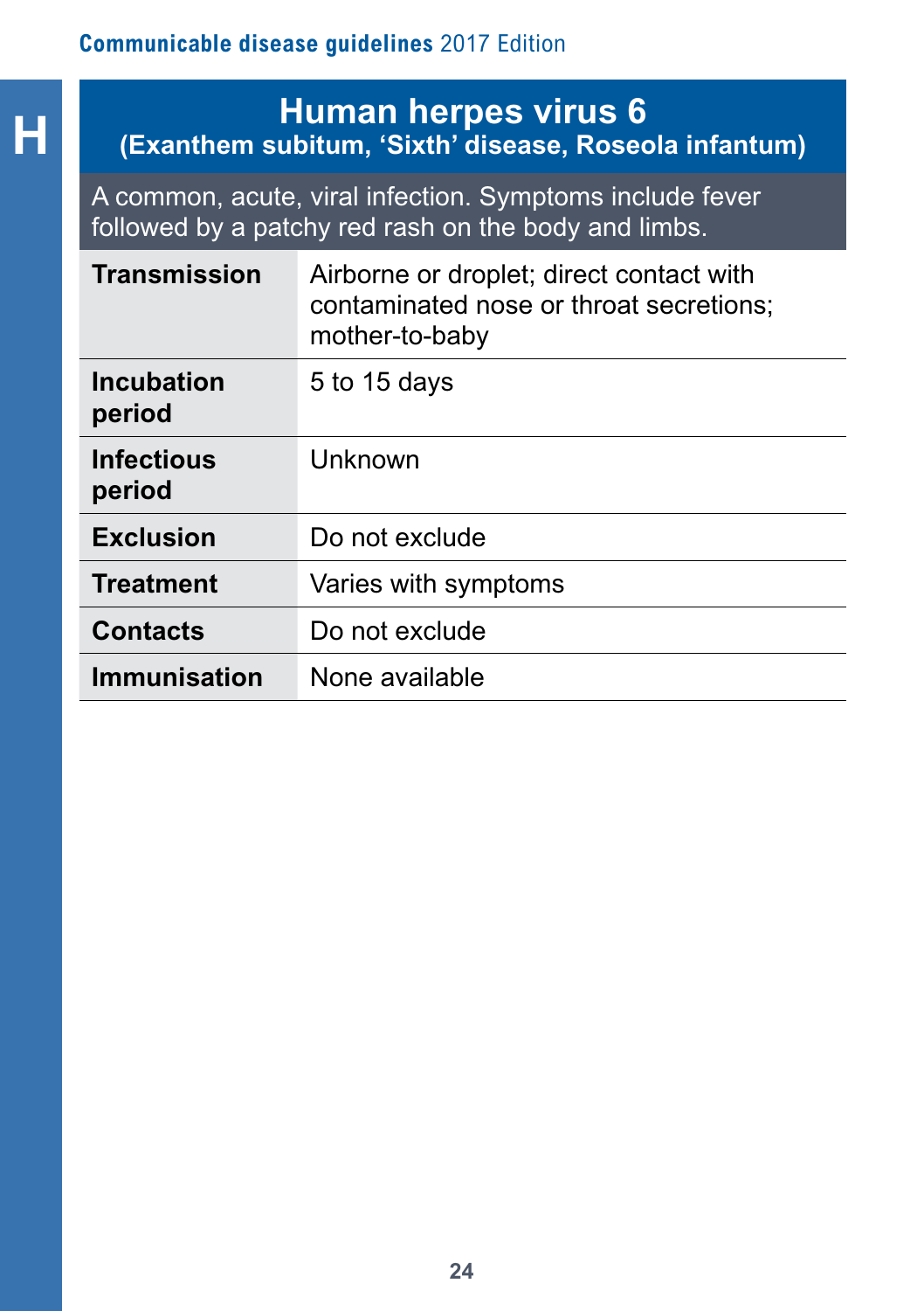# Human herpes virus 6
## (Exanthem subitum, 'Sixth' disease, Roseola infantum)

A common, acute, viral infection. Symptoms include fever followed by a patchy red rash on the body and limbs.

| | |
|---|---|
| **Transmission** | Airborne or droplet; direct contact with contaminated nose or throat secretions; mother-to-baby |
| **Incubation period** | 5 to 15 days |
| **Infectious period** | Unknown |
| **Exclusion** | Do not exclude |
| **Treatment** | Varies with symptoms |
| **Contacts** | Do not exclude |
| **Immunisation** | None available |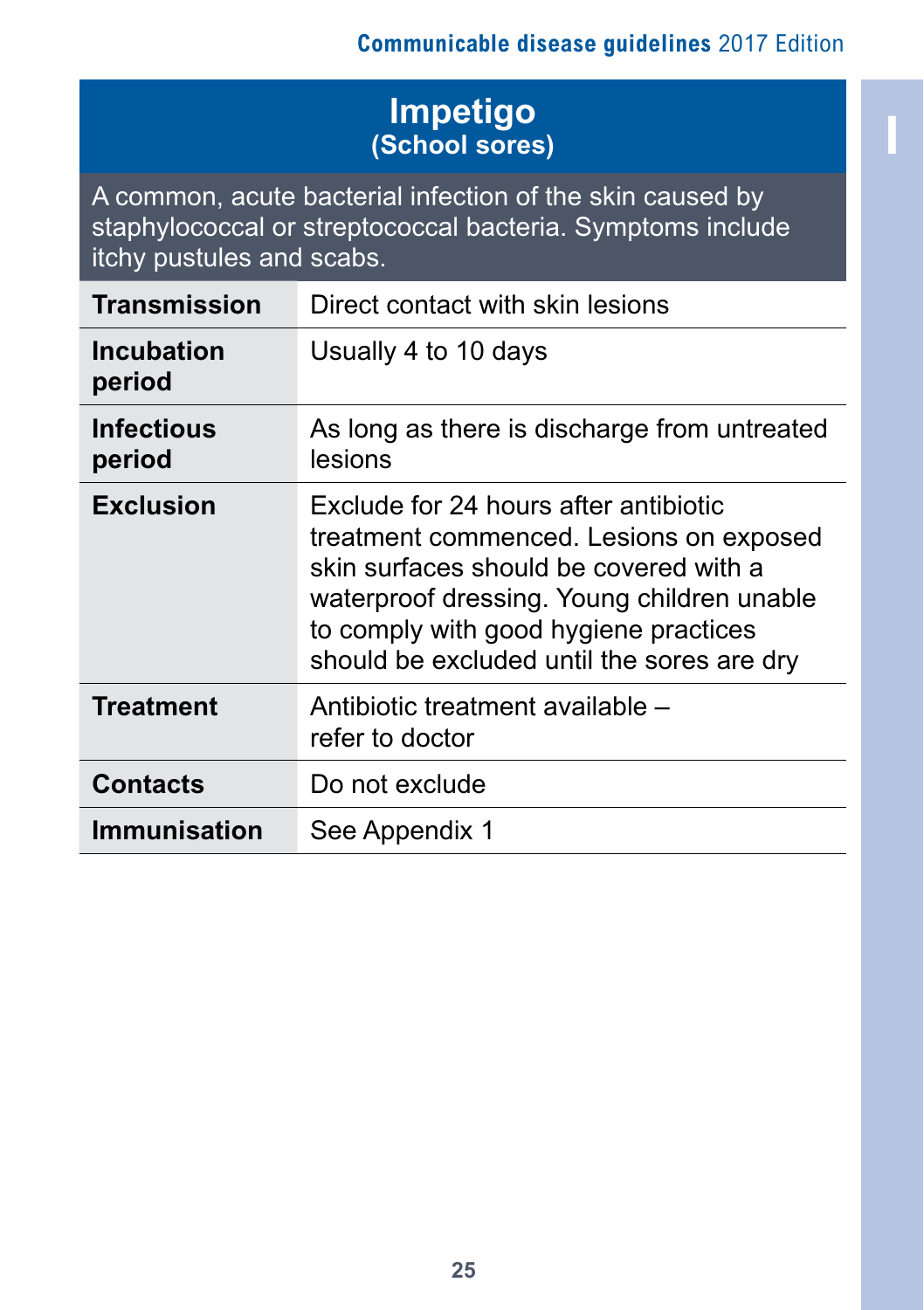# Impetigo
## (School sores)

A common, acute bacterial infection of the skin caused by staphylococcal or streptococcal bacteria. Symptoms include itchy pustules and scabs.

| | |
|---|---|
| **Transmission** | Direct contact with skin lesions |
| **Incubation period** | Usually 4 to 10 days |
| **Infectious period** | As long as there is discharge from untreated lesions |
| **Exclusion** | Exclude for 24 hours after antibiotic treatment commenced. Lesions on exposed skin surfaces should be covered with a waterproof dressing. Young children unable to comply with good hygiene practices should be excluded until the sores are dry |
| **Treatment** | Antibiotic treatment available – refer to doctor |
| **Contacts** | Do not exclude |
| **Immunisation** | See Appendix 1 |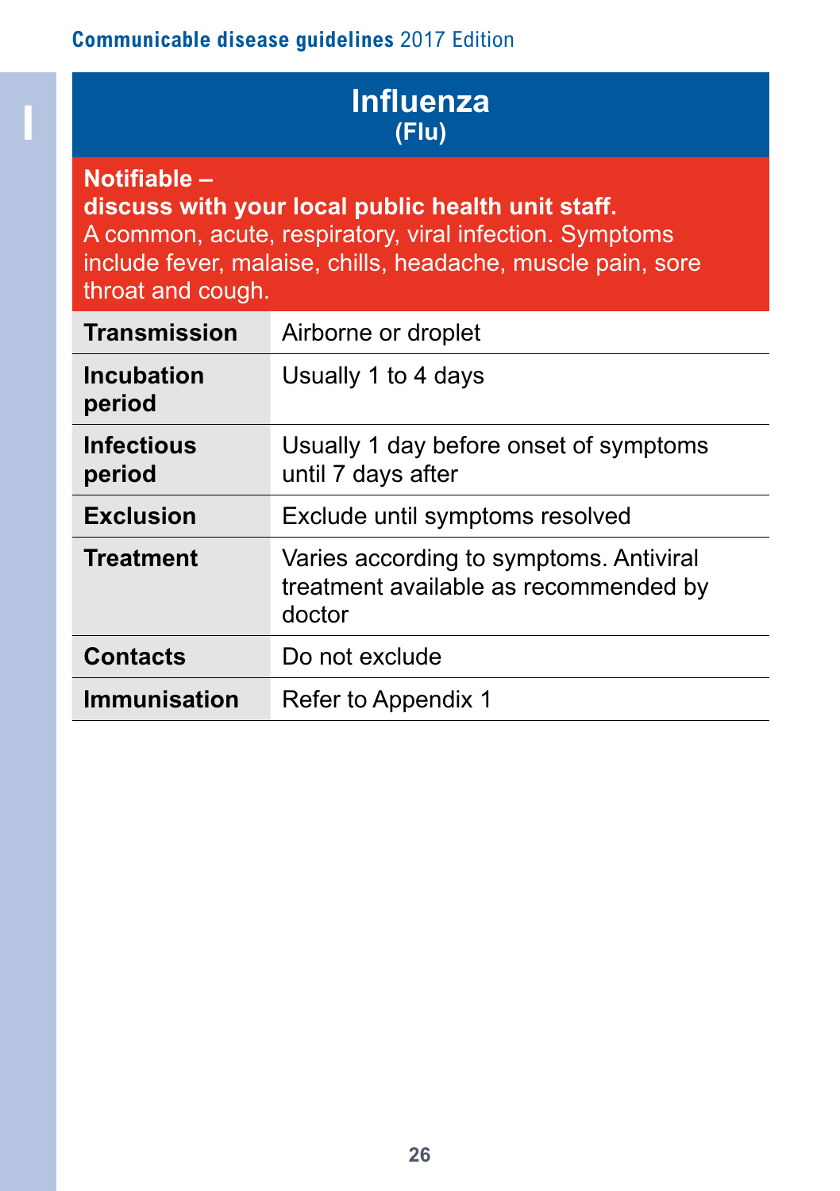# Influenza
## (Flu)

**Notifable –**
**discuss with your local public health unit staff.**
A common, acute, respiratory, viral infection. Symptoms include fever, malaise, chills, headache, muscle pain, sore throat and cough.

| | |
|---|---|
| **Transmission** | Airborne or droplet |
| **Incubation period** | Usually 1 to 4 days |
| **Infectious period** | Usually 1 day before onset of symptoms until 7 days after |
| **Exclusion** | Exclude until symptoms resolved |
| **Treatment** | Varies according to symptoms. Antiviral treatment available as recommended by doctor |
| **Contacts** | Do not exclude |
| **Immunisation** | Refer to Appendix 1 |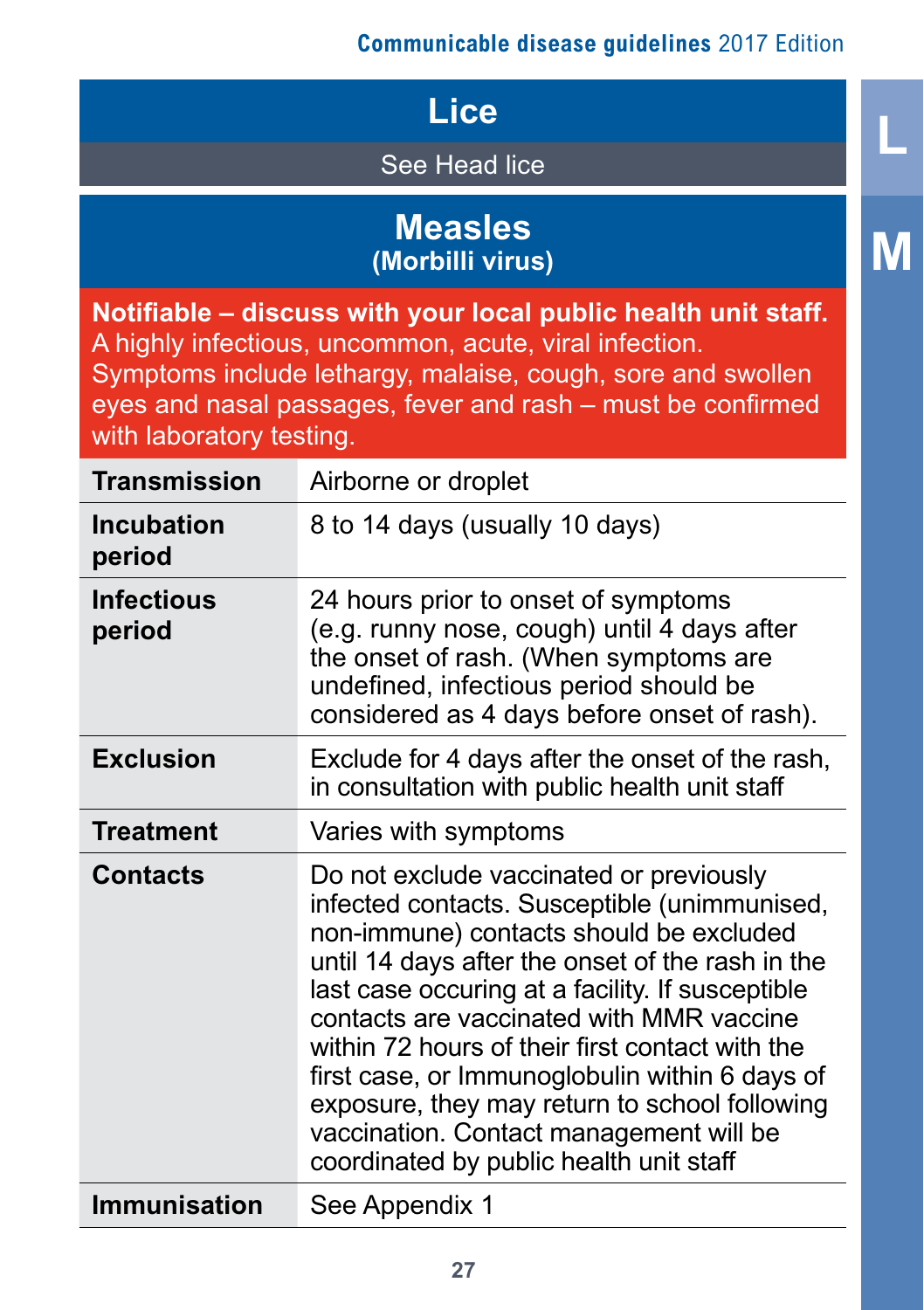## Lice

See Head lice

## Measles
### (Morbilli virus)

**Notifiable – discuss with your local public health unit staff.** A highly infectious, uncommon, acute, viral infection. Symptoms include lethargy, malaise, cough, sore and swollen eyes and nasal passages, fever and rash – must be confirmed with laboratory testing.

| | |
|---|---|
| **Transmission** | Airborne or droplet |
| **Incubation period** | 8 to 14 days (usually 10 days) |
| **Infectious period** | 24 hours prior to onset of symptoms (e.g. runny nose, cough) until 4 days after the onset of rash. (When symptoms are undefined, infectious period should be considered as 4 days before onset of rash). |
| **Exclusion** | Exclude for 4 days after the onset of the rash, in consultation with public health unit staff |
| **Treatment** | Varies with symptoms |
| **Contacts** | Do not exclude vaccinated or previously infected contacts. Susceptible (unimmunised, non-immune) contacts should be excluded until 14 days after the onset of the rash in the last case occuring at a facility. If susceptible contacts are vaccinated with MMR vaccine within 72 hours of their first contact with the first case, or Immunoglobulin within 6 days of exposure, they may return to school following vaccination. Contact management will be coordinated by public health unit staff |
| **Immunisation** | See Appendix 1 |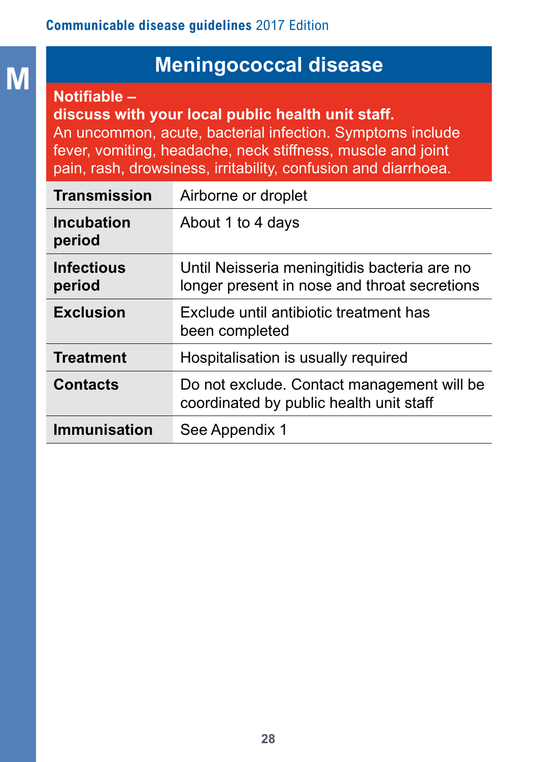# Meningococcal disease

**Notifiable – discuss with your local public health unit staff.**
An uncommon, acute, bacterial infection. Symptoms include fever, vomiting, headache, neck stiffness, muscle and joint pain, rash, drowsiness, irritability, confusion and diarrhoea.

| | |
|---|---|
| **Transmission** | Airborne or droplet |
| **Incubation period** | About 1 to 4 days |
| **Infectious period** | Until Neisseria meningitidis bacteria are no longer present in nose and throat secretions |
| **Exclusion** | Exclude until antibiotic treatment has been completed |
| **Treatment** | Hospitalisation is usually required |
| **Contacts** | Do not exclude. Contact management will be coordinated by public health unit staff |
| **Immunisation** | See Appendix 1 |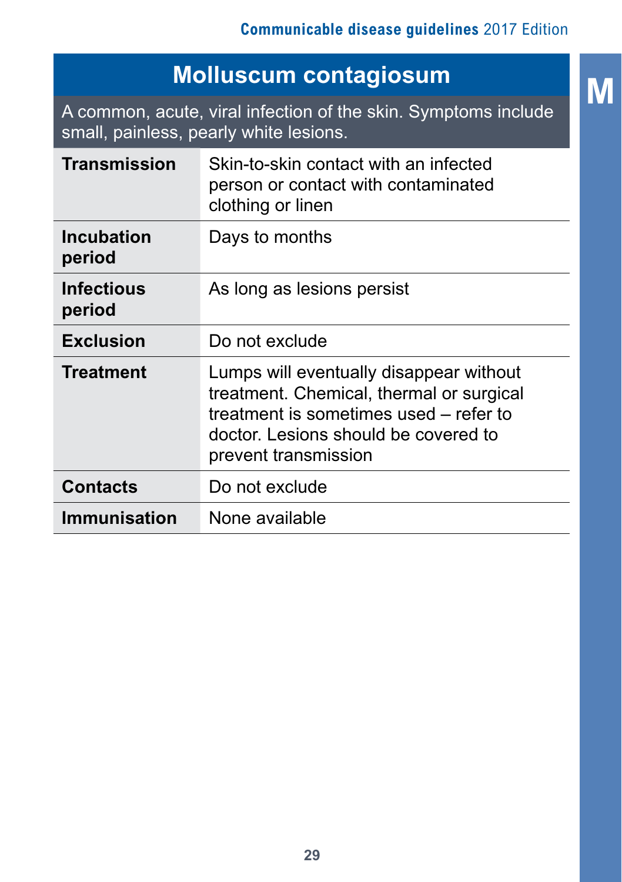# Molluscum contagiosum

A common, acute, viral infection of the skin. Symptoms include small, painless, pearly white lesions.

| | |
|---|---|
| **Transmission** | Skin-to-skin contact with an infected person or contact with contaminated clothing or linen |
| **Incubation period** | Days to months |
| **Infectious period** | As long as lesions persist |
| **Exclusion** | Do not exclude |
| **Treatment** | Lumps will eventually disappear without treatment. Chemical, thermal or surgical treatment is sometimes used – refer to doctor. Lesions should be covered to prevent transmission |
| **Contacts** | Do not exclude |
| **Immunisation** | None available |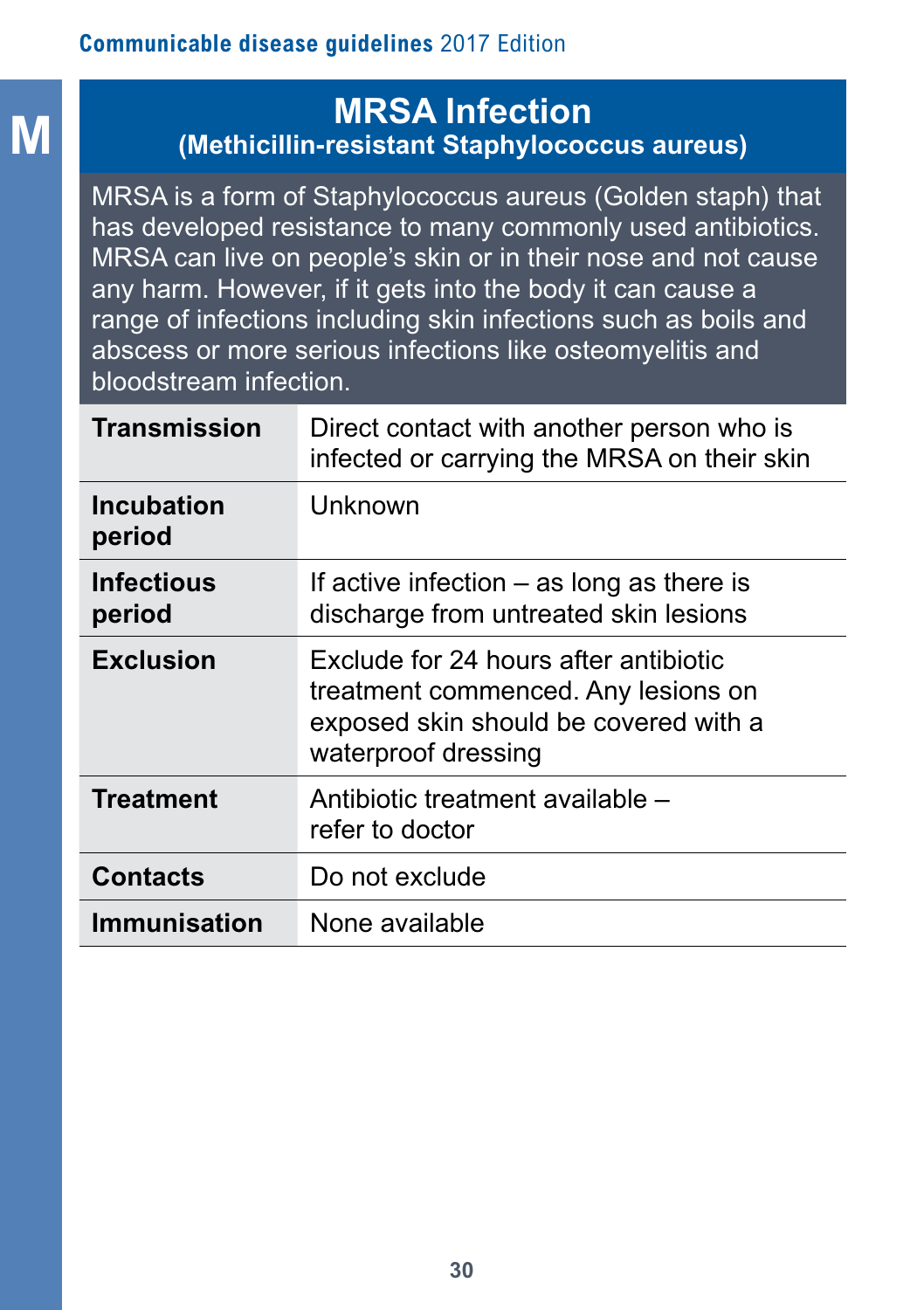# MRSA Infection

## (Methicillin-resistant Staphylococcus aureus)

MRSA is a form of Staphylococcus aureus (Golden staph) that has developed resistance to many commonly used antibiotics. MRSA can live on people's skin or in their nose and not cause any harm. However, if it gets into the body it can cause a range of infections including skin infections such as boils and abscess or more serious infections like osteomyelitis and bloodstream infection.

| | |
|---|---|
| **Transmission** | Direct contact with another person who is infected or carrying the MRSA on their skin |
| **Incubation period** | Unknown |
| **Infectious period** | If active infection – as long as there is discharge from untreated skin lesions |
| **Exclusion** | Exclude for 24 hours after antibiotic treatment commenced. Any lesions on exposed skin should be covered with a waterproof dressing |
| **Treatment** | Antibiotic treatment available – refer to doctor |
| **Contacts** | Do not exclude |
| **Immunisation** | None available |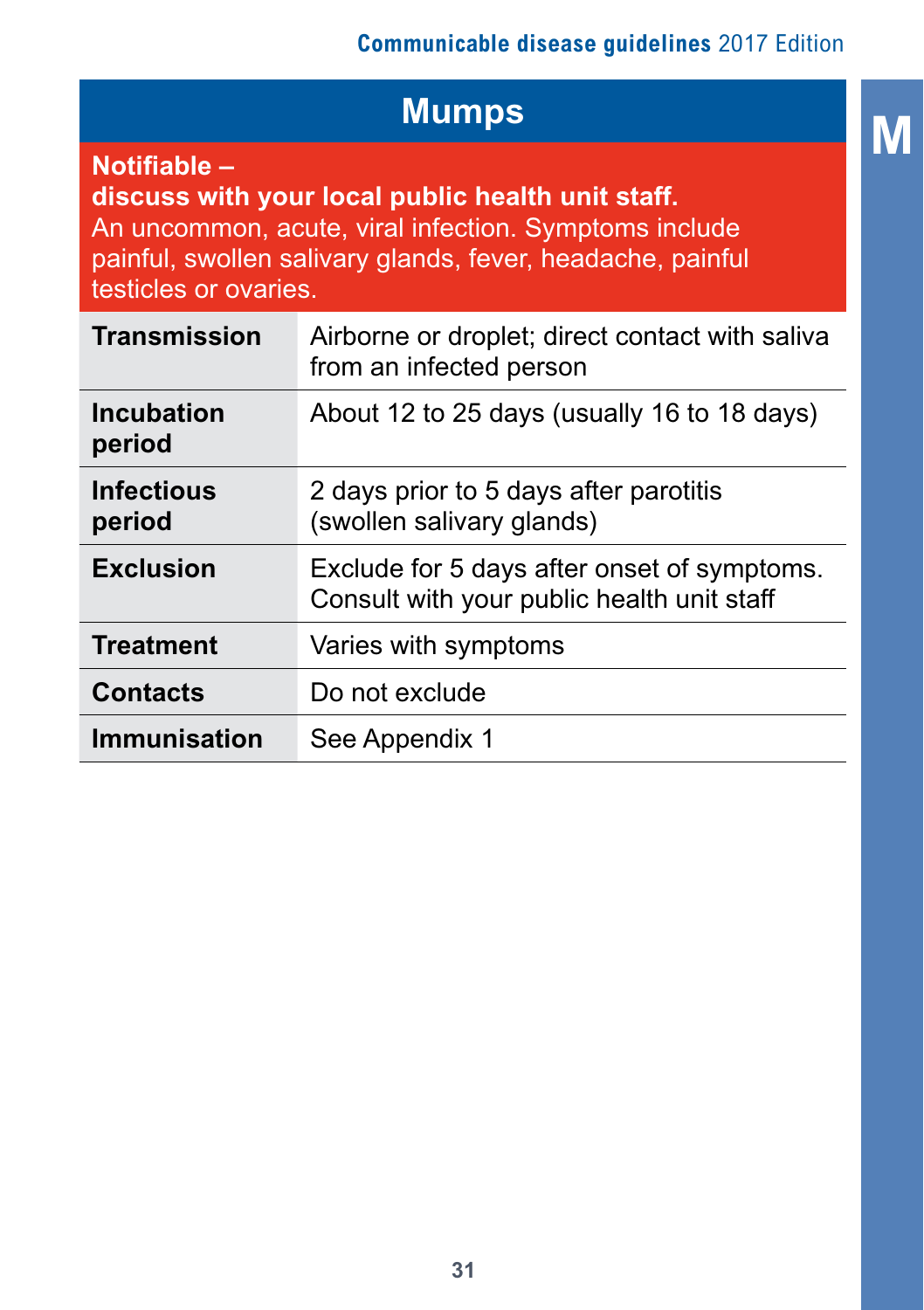# Mumps

**Notifable –**
**discuss with your local public health unit staff.**
An uncommon, acute, viral infection. Symptoms include painful, swollen salivary glands, fever, headache, painful testicles or ovaries.

| | |
|---|---|
| **Transmission** | Airborne or droplet; direct contact with saliva from an infected person |
| **Incubation period** | About 12 to 25 days (usually 16 to 18 days) |
| **Infectious period** | 2 days prior to 5 days after parotitis (swollen salivary glands) |
| **Exclusion** | Exclude for 5 days after onset of symptoms. Consult with your public health unit staff |
| **Treatment** | Varies with symptoms |
| **Contacts** | Do not exclude |
| **Immunisation** | See Appendix 1 |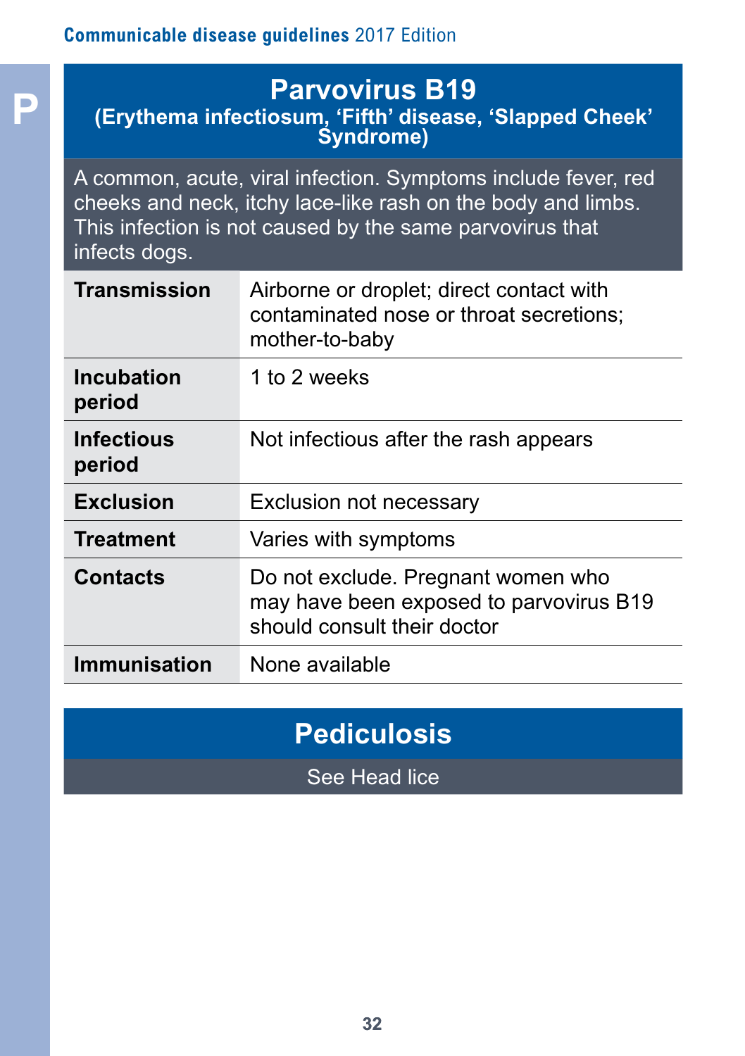## Parvovirus B19

**(Erythema infectiosum, ‘Fifth’ disease, ‘Slapped Cheek’ Syndrome)**

A common, acute, viral infection. Symptoms include fever, red cheeks and neck, itchy lace-like rash on the body and limbs. This infection is not caused by the same parvovirus that infects dogs.

| | |
|---|---|
| **Transmission** | Airborne or droplet; direct contact with contaminated nose or throat secretions; mother-to-baby |
| **Incubation period** | 1 to 2 weeks |
| **Infectious period** | Not infectious after the rash appears |
| **Exclusion** | Exclusion not necessary |
| **Treatment** | Varies with symptoms |
| **Contacts** | Do not exclude. Pregnant women who may have been exposed to parvovirus B19 should consult their doctor |
| **Immunisation** | None available |

## Pediculosis

See Head lice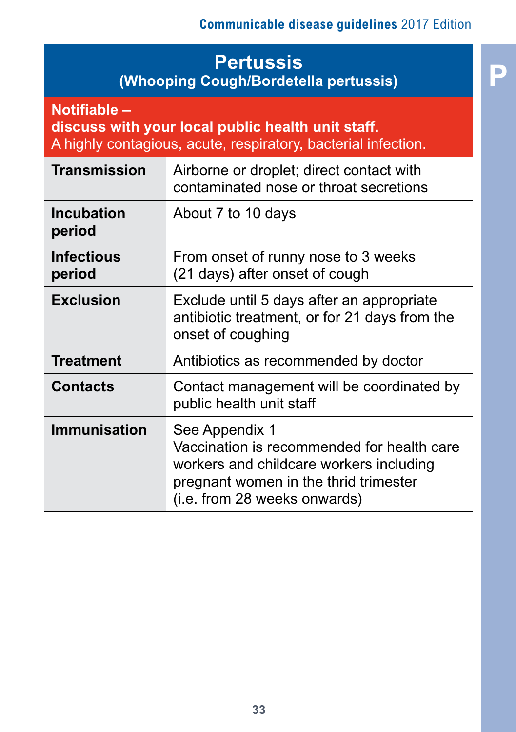# Pertussis

## (Whooping Cough/Bordetella pertussis)

**Notifable –**
**discuss with your local public health unit staff.**
A highly contagious, acute, respiratory, bacterial infection.

| | |
|---|---|
| **Transmission** | Airborne or droplet; direct contact with contaminated nose or throat secretions |
| **Incubation period** | About 7 to 10 days |
| **Infectious period** | From onset of runny nose to 3 weeks (21 days) after onset of cough |
| **Exclusion** | Exclude until 5 days after an appropriate antibiotic treatment, or for 21 days from the onset of coughing |
| **Treatment** | Antibiotics as recommended by doctor |
| **Contacts** | Contact management will be coordinated by public health unit staff |
| **Immunisation** | See Appendix 1<br>Vaccination is recommended for health care workers and childcare workers including pregnant women in the thrid trimester (i.e. from 28 weeks onwards) |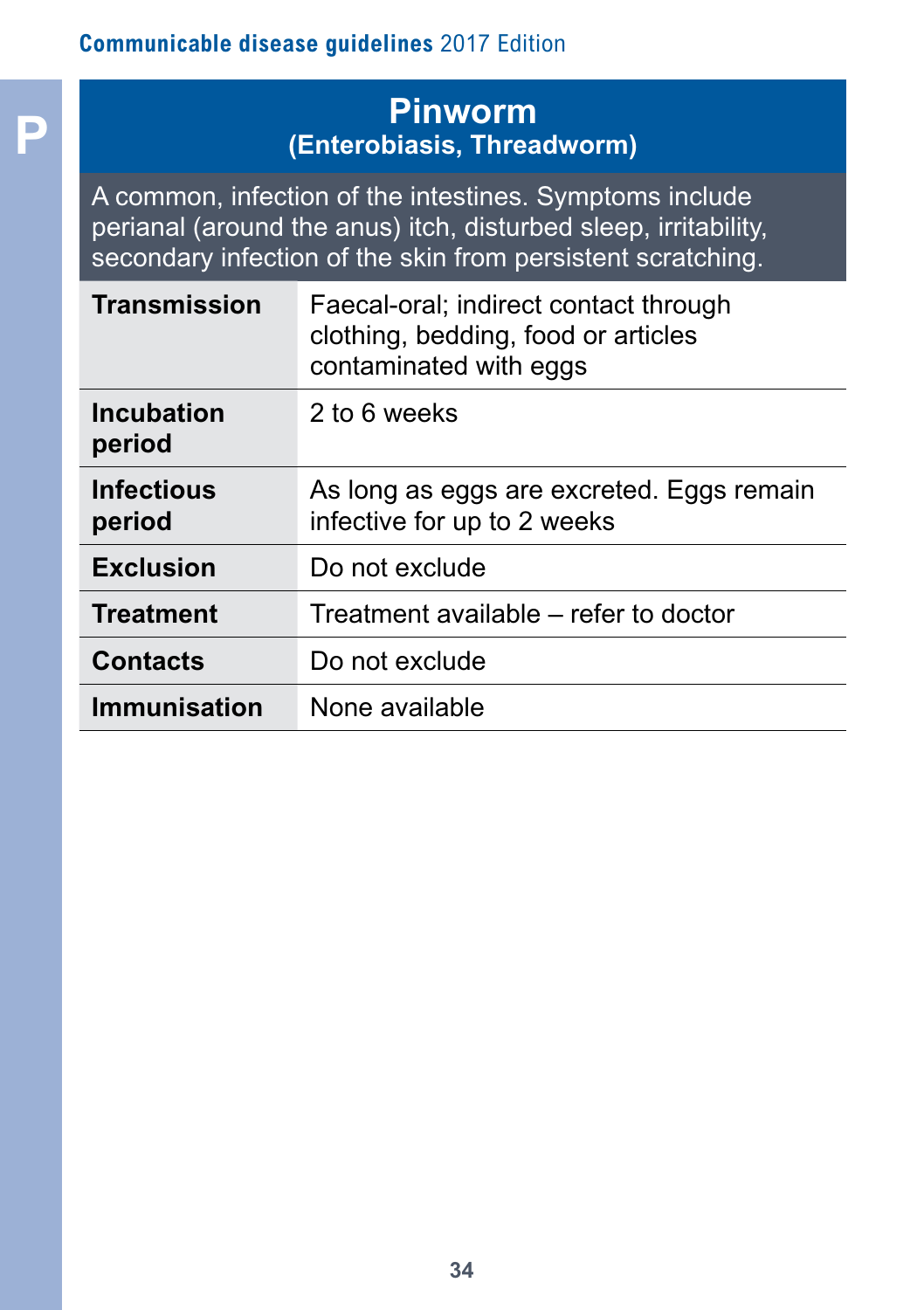# Pinworm

## (Enterobiasis, Threadworm)

A common, infection of the intestines. Symptoms include perianal (around the anus) itch, disturbed sleep, irritability, secondary infection of the skin from persistent scratching.

| | |
|---|---|
| **Transmission** | Faecal-oral; indirect contact through clothing, bedding, food or articles contaminated with eggs |
| **Incubation period** | 2 to 6 weeks |
| **Infectious period** | As long as eggs are excreted. Eggs remain infective for up to 2 weeks |
| **Exclusion** | Do not exclude |
| **Treatment** | Treatment available – refer to doctor |
| **Contacts** | Do not exclude |
| **Immunisation** | None available |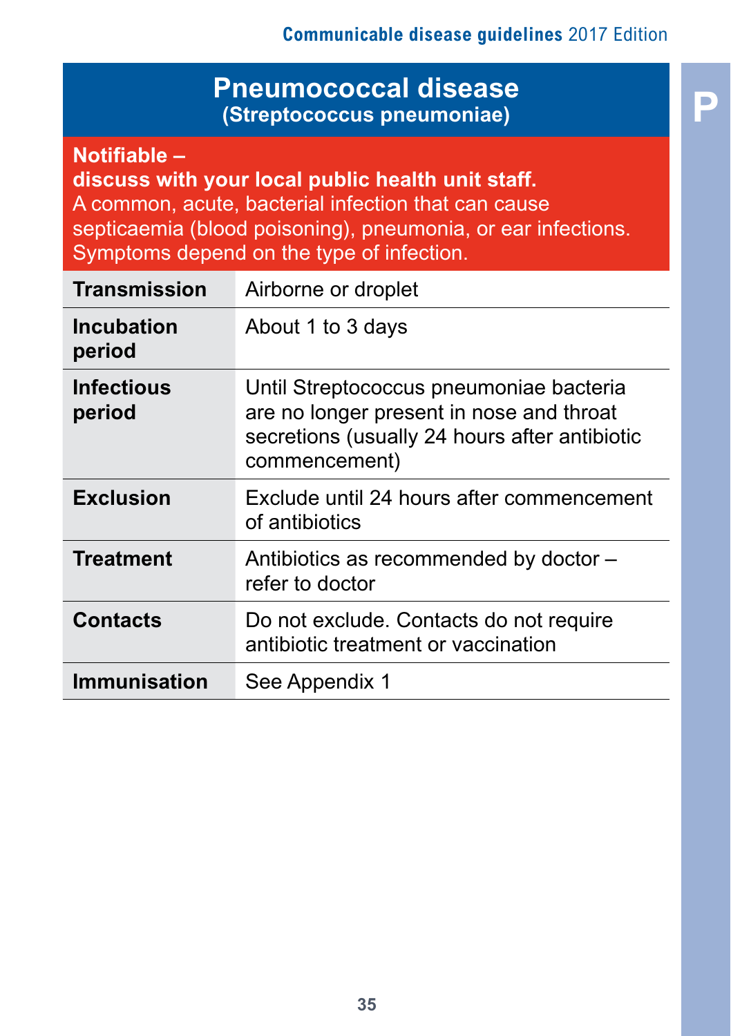# Pneumococcal disease

## (Streptococcus pneumoniae)

**Notifiable –**
**discuss with your local public health unit staff.**
A common, acute, bacterial infection that can cause septicaemia (blood poisoning), pneumonia, or ear infections. Symptoms depend on the type of infection.

| | |
|---|---|
| **Transmission** | Airborne or droplet |
| **Incubation period** | About 1 to 3 days |
| **Infectious period** | Until Streptococcus pneumoniae bacteria are no longer present in nose and throat secretions (usually 24 hours after antibiotic commencement) |
| **Exclusion** | Exclude until 24 hours after commencement of antibiotics |
| **Treatment** | Antibiotics as recommended by doctor – refer to doctor |
| **Contacts** | Do not exclude. Contacts do not require antibiotic treatment or vaccination |
| **Immunisation** | See Appendix 1 |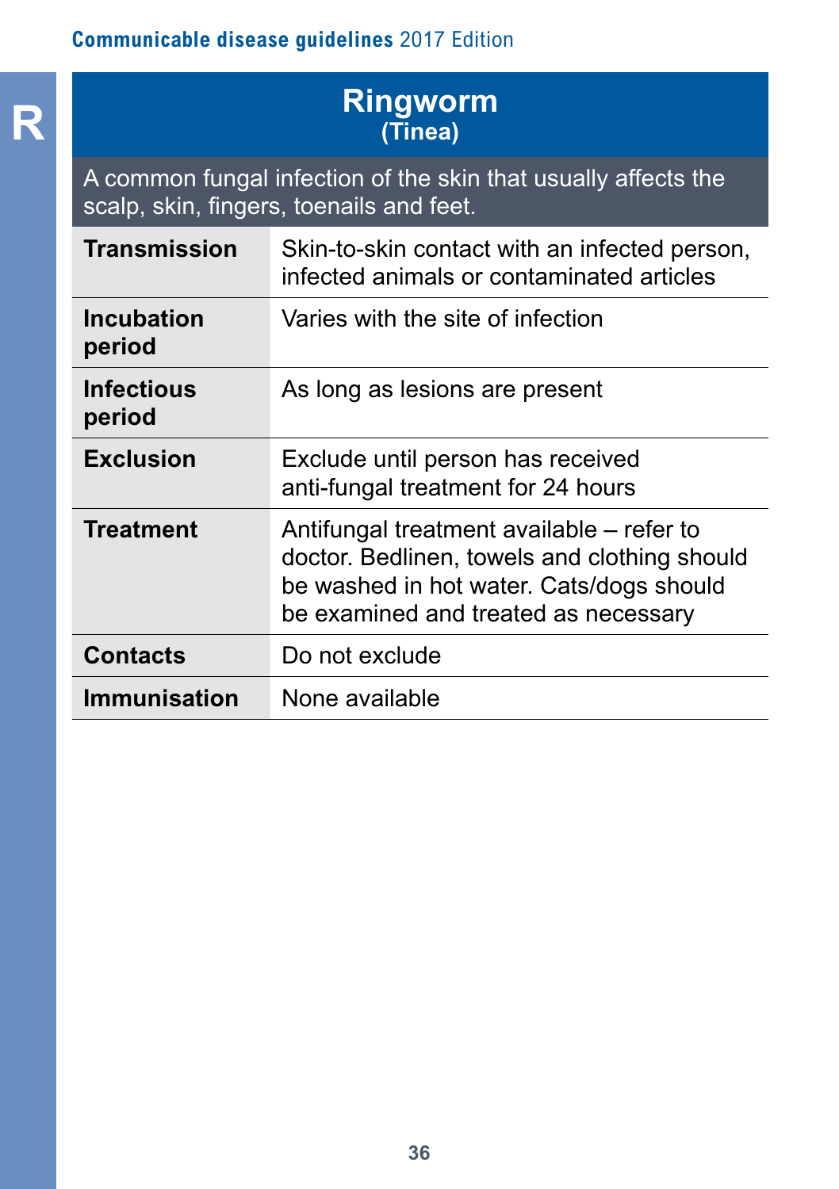# Ringworm
## (Tinea)

A common fungal infection of the skin that usually affects the scalp, skin, fingers, toenails and feet.

| | |
|---|---|
| **Transmission** | Skin-to-skin contact with an infected person, infected animals or contaminated articles |
| **Incubation period** | Varies with the site of infection |
| **Infectious period** | As long as lesions are present |
| **Exclusion** | Exclude until person has received anti-fungal treatment for 24 hours |
| **Treatment** | Antifungal treatment available – refer to doctor. Bedlinen, towels and clothing should be washed in hot water. Cats/dogs should be examined and treated as necessary |
| **Contacts** | Do not exclude |
| **Immunisation** | None available |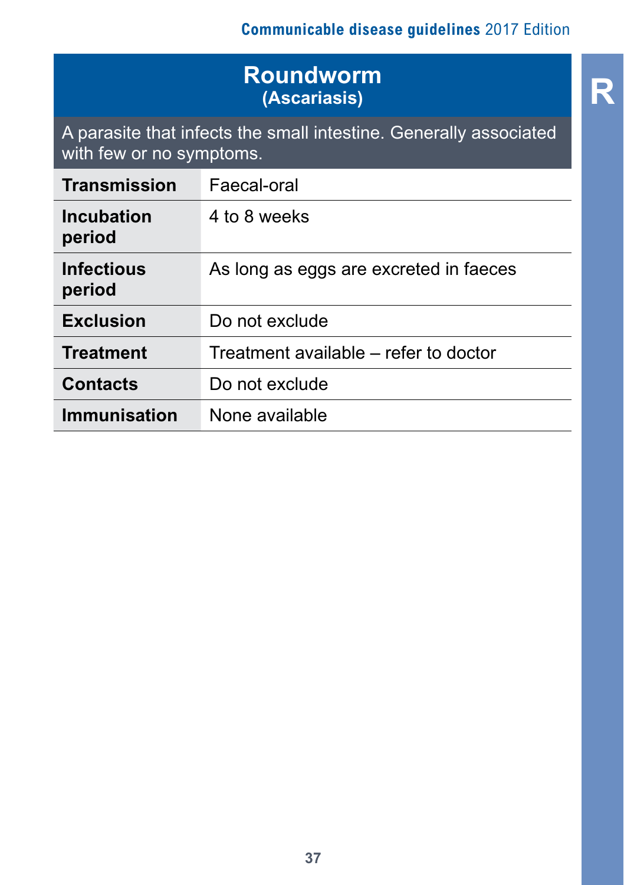# Roundworm
## (Ascariasis)

A parasite that infects the small intestine. Generally associated with few or no symptoms.

| | |
|---|---|
| **Transmission** | Faecal-oral |
| **Incubation period** | 4 to 8 weeks |
| **Infectious period** | As long as eggs are excreted in faeces |
| **Exclusion** | Do not exclude |
| **Treatment** | Treatment available – refer to doctor |
| **Contacts** | Do not exclude |
| **Immunisation** | None available |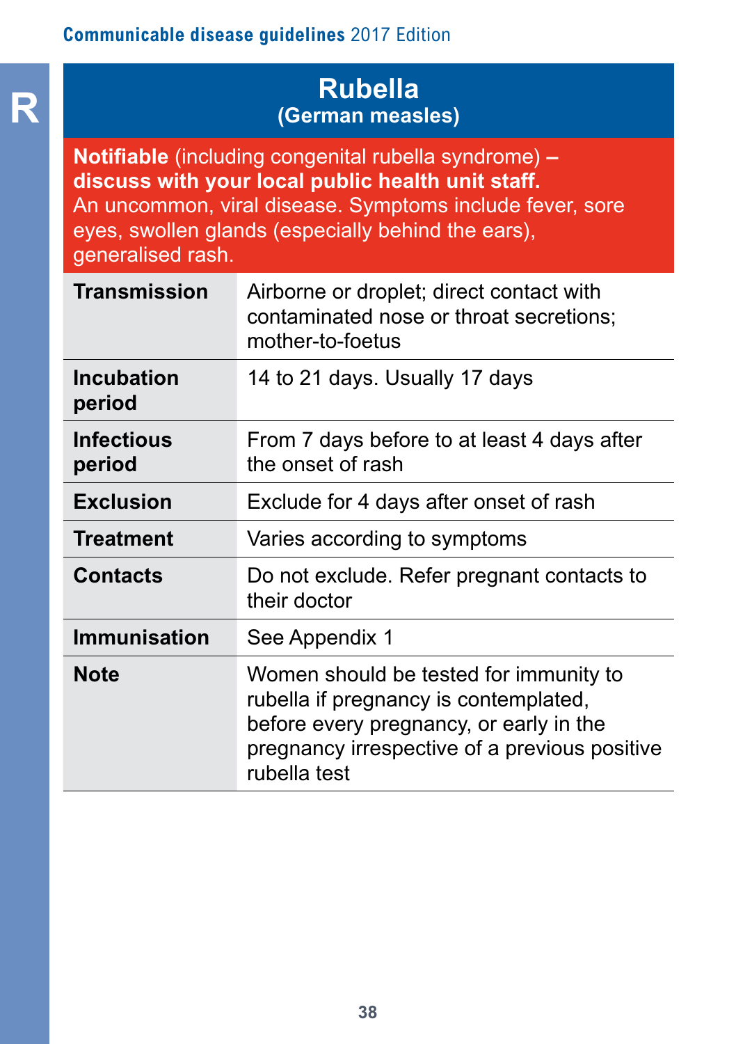# Rubella

## (German measles)

**Notifiable** (including congenital rubella syndrome) **– discuss with your local public health unit staff.**
An uncommon, viral disease. Symptoms include fever, sore eyes, swollen glands (especially behind the ears), generalised rash.

| | |
|---|---|
| **Transmission** | Airborne or droplet; direct contact with contaminated nose or throat secretions; mother-to-foetus |
| **Incubation period** | 14 to 21 days. Usually 17 days |
| **Infectious period** | From 7 days before to at least 4 days after the onset of rash |
| **Exclusion** | Exclude for 4 days after onset of rash |
| **Treatment** | Varies according to symptoms |
| **Contacts** | Do not exclude. Refer pregnant contacts to their doctor |
| **Immunisation** | See Appendix 1 |
| **Note** | Women should be tested for immunity to rubella if pregnancy is contemplated, before every pregnancy, or early in the pregnancy irrespective of a previous positive rubella test |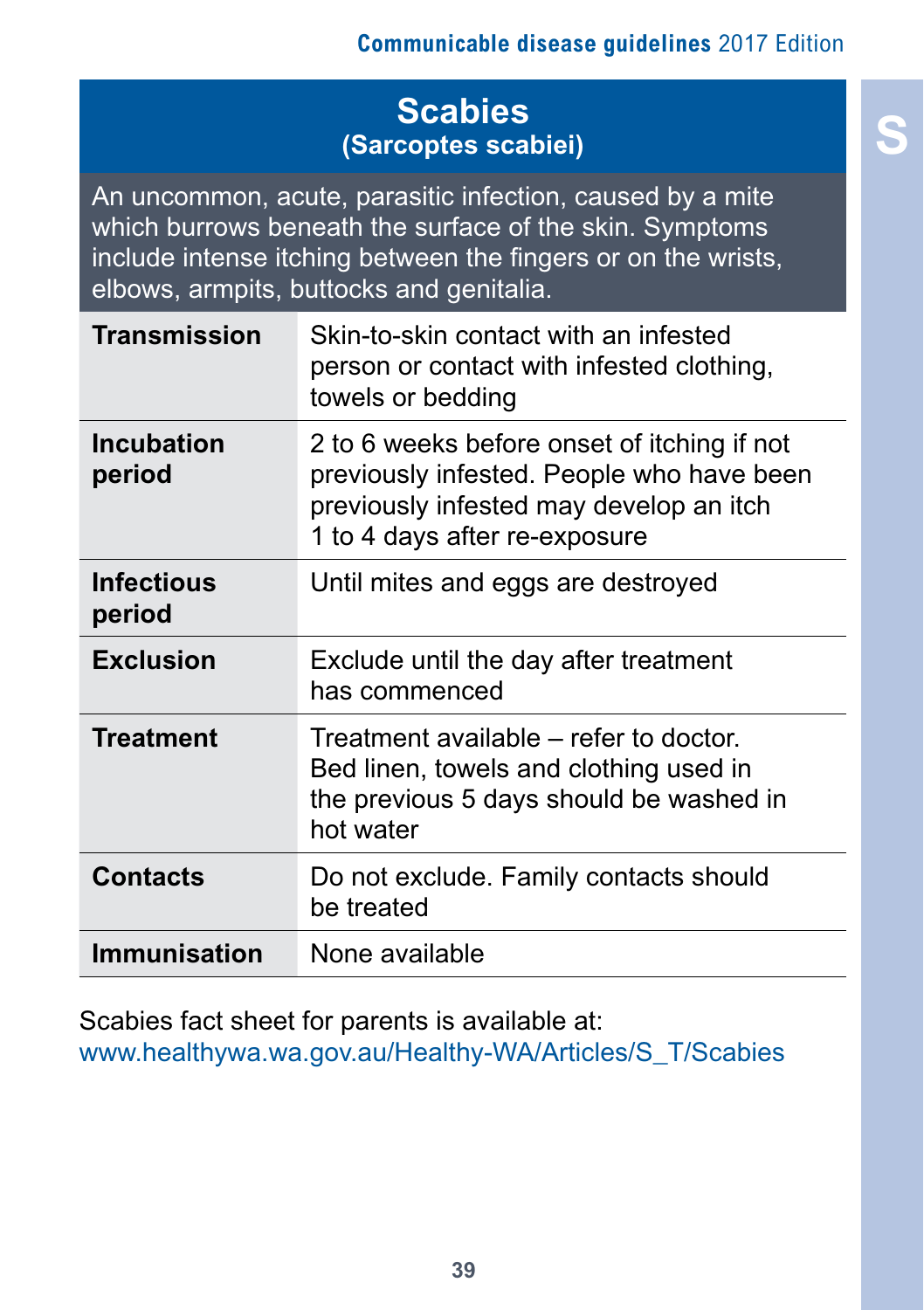# Scabies

## (Sarcoptes scabiei)

An uncommon, acute, parasitic infection, caused by a mite which burrows beneath the surface of the skin. Symptoms include intense itching between the fingers or on the wrists, elbows, armpits, buttocks and genitalia.

| | |
|---|---|
| **Transmission** | Skin-to-skin contact with an infested person or contact with infested clothing, towels or bedding |
| **Incubation period** | 2 to 6 weeks before onset of itching if not previously infested. People who have been previously infested may develop an itch 1 to 4 days after re-exposure |
| **Infectious period** | Until mites and eggs are destroyed |
| **Exclusion** | Exclude until the day after treatment has commenced |
| **Treatment** | Treatment available – refer to doctor. Bed linen, towels and clothing used in the previous 5 days should be washed in hot water |
| **Contacts** | Do not exclude. Family contacts should be treated |
| **Immunisation** | None available |

Scabies fact sheet for parents is available at:
www.healthywa.wa.gov.au/Healthy-WA/Articles/S_T/Scabies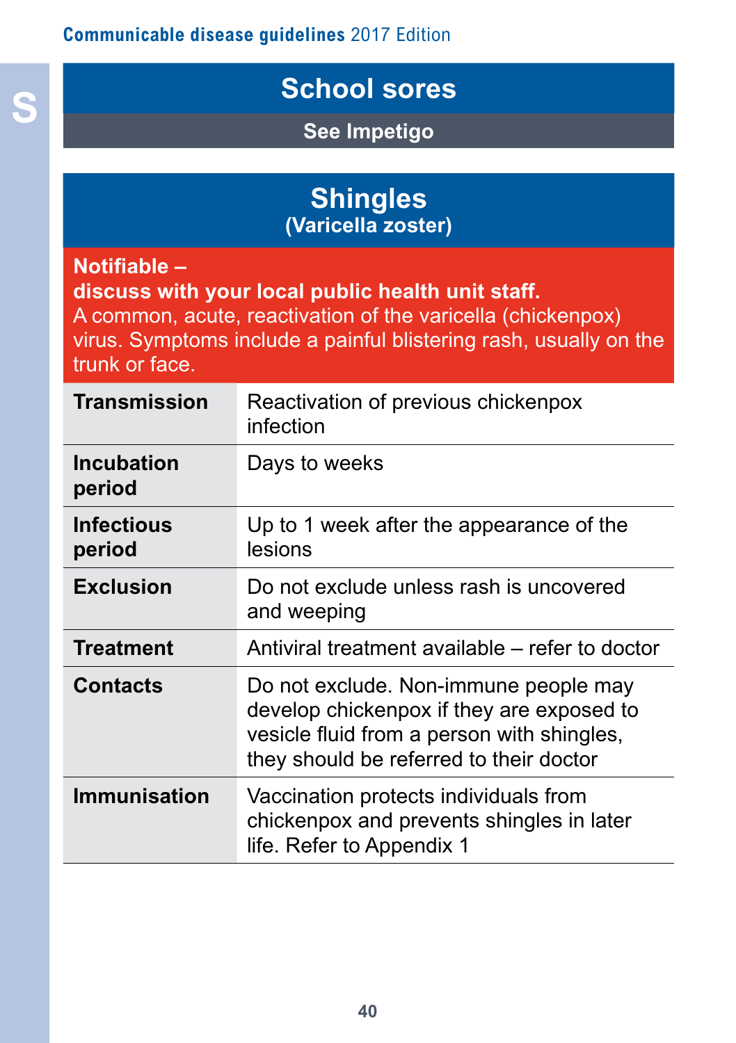## School sores

**See Impetigo**

## Shingles
### (Varicella zoster)

**Notifable –**
**discuss with your local public health unit staff.**
A common, acute, reactivation of the varicella (chickenpox) virus. Symptoms include a painful blistering rash, usually on the trunk or face.

| | |
|---|---|
| **Transmission** | Reactivation of previous chickenpox infection |
| **Incubation period** | Days to weeks |
| **Infectious period** | Up to 1 week after the appearance of the lesions |
| **Exclusion** | Do not exclude unless rash is uncovered and weeping |
| **Treatment** | Antiviral treatment available – refer to doctor |
| **Contacts** | Do not exclude. Non-immune people may develop chickenpox if they are exposed to vesicle fluid from a person with shingles, they should be referred to their doctor |
| **Immunisation** | Vaccination protects individuals from chickenpox and prevents shingles in later life. Refer to Appendix 1 |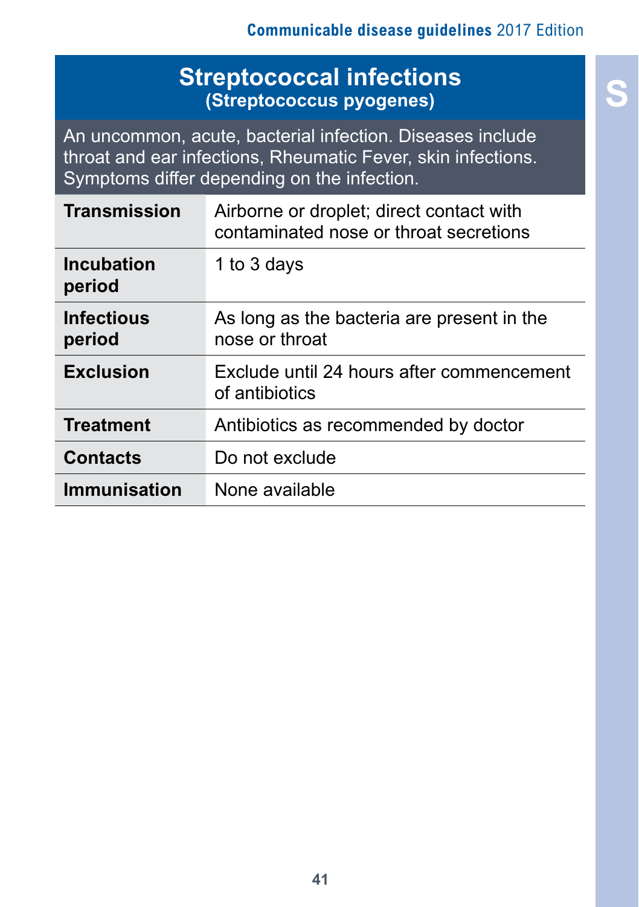# Streptococcal infections

## (Streptococcus pyogenes)

An uncommon, acute, bacterial infection. Diseases include throat and ear infections, Rheumatic Fever, skin infections. Symptoms differ depending on the infection.

| | |
|---|---|
| **Transmission** | Airborne or droplet; direct contact with contaminated nose or throat secretions |
| **Incubation period** | 1 to 3 days |
| **Infectious period** | As long as the bacteria are present in the nose or throat |
| **Exclusion** | Exclude until 24 hours after commencement of antibiotics |
| **Treatment** | Antibiotics as recommended by doctor |
| **Contacts** | Do not exclude |
| **Immunisation** | None available |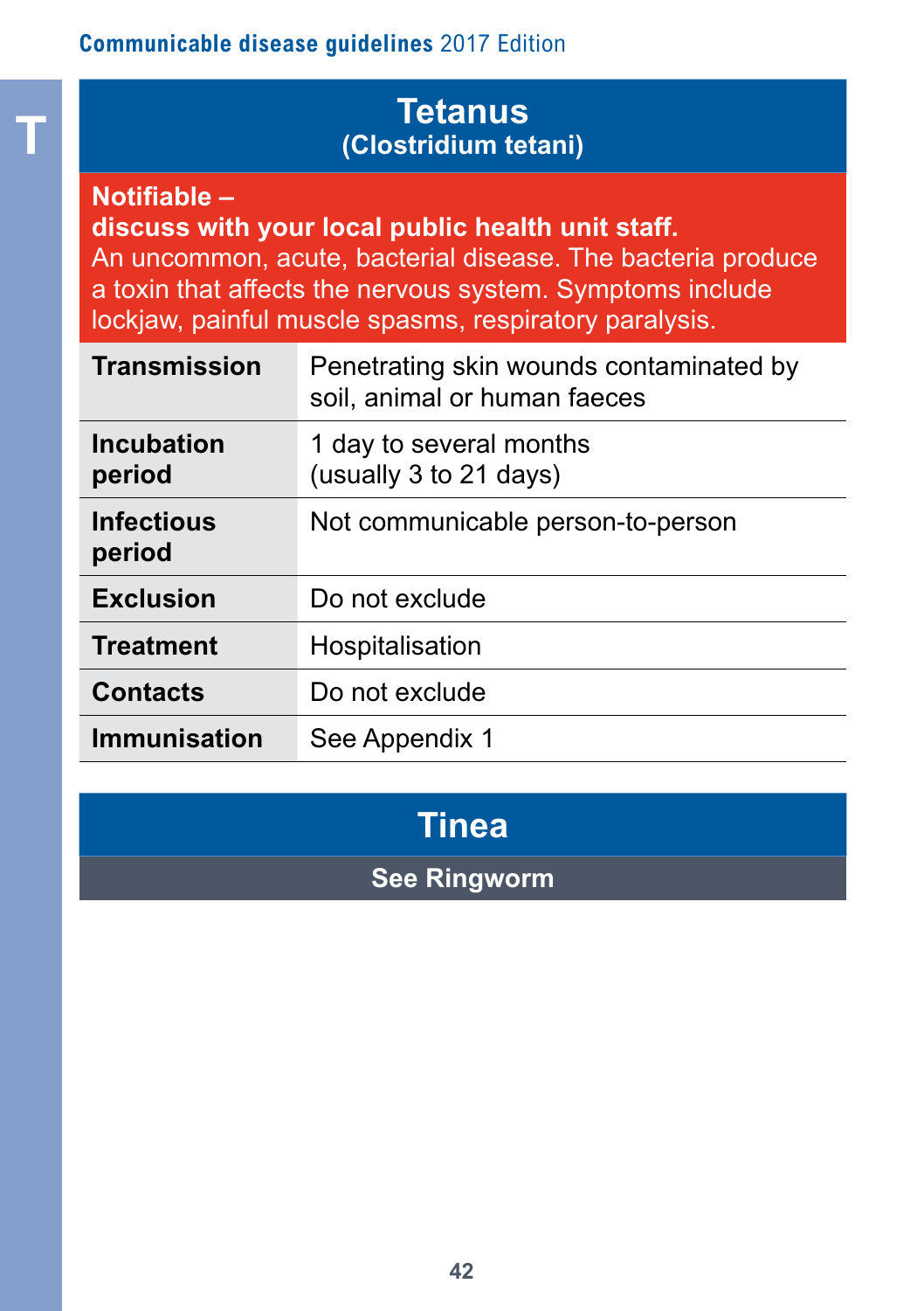# Tetanus
## (Clostridium tetani)

**Notifable –**
**discuss with your local public health unit staff.**
An uncommon, acute, bacterial disease. The bacteria produce a toxin that affects the nervous system. Symptoms include lockjaw, painful muscle spasms, respiratory paralysis.

| | |
|---|---|
| **Transmission** | Penetrating skin wounds contaminated by soil, animal or human faeces |
| **Incubation period** | 1 day to several months (usually 3 to 21 days) |
| **Infectious period** | Not communicable person-to-person |
| **Exclusion** | Do not exclude |
| **Treatment** | Hospitalisation |
| **Contacts** | Do not exclude |
| **Immunisation** | See Appendix 1 |

# Tinea

**See Ringworm**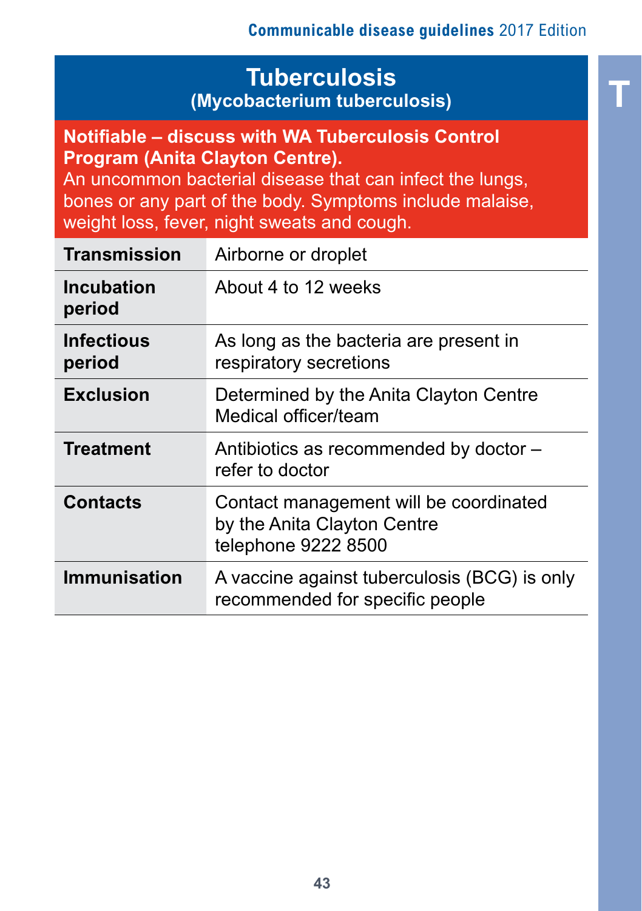# Tuberculosis

## (Mycobacterium tuberculosis)

**Notifiable – discuss with WA Tuberculosis Control Program (Anita Clayton Centre).**

An uncommon bacterial disease that can infect the lungs, bones or any part of the body. Symptoms include malaise, weight loss, fever, night sweats and cough.

| | |
|---|---|
| **Transmission** | Airborne or droplet |
| **Incubation period** | About 4 to 12 weeks |
| **Infectious period** | As long as the bacteria are present in respiratory secretions |
| **Exclusion** | Determined by the Anita Clayton Centre Medical officer/team |
| **Treatment** | Antibiotics as recommended by doctor – refer to doctor |
| **Contacts** | Contact management will be coordinated by the Anita Clayton Centre telephone 9222 8500 |
| **Immunisation** | A vaccine against tuberculosis (BCG) is only recommended for specific people |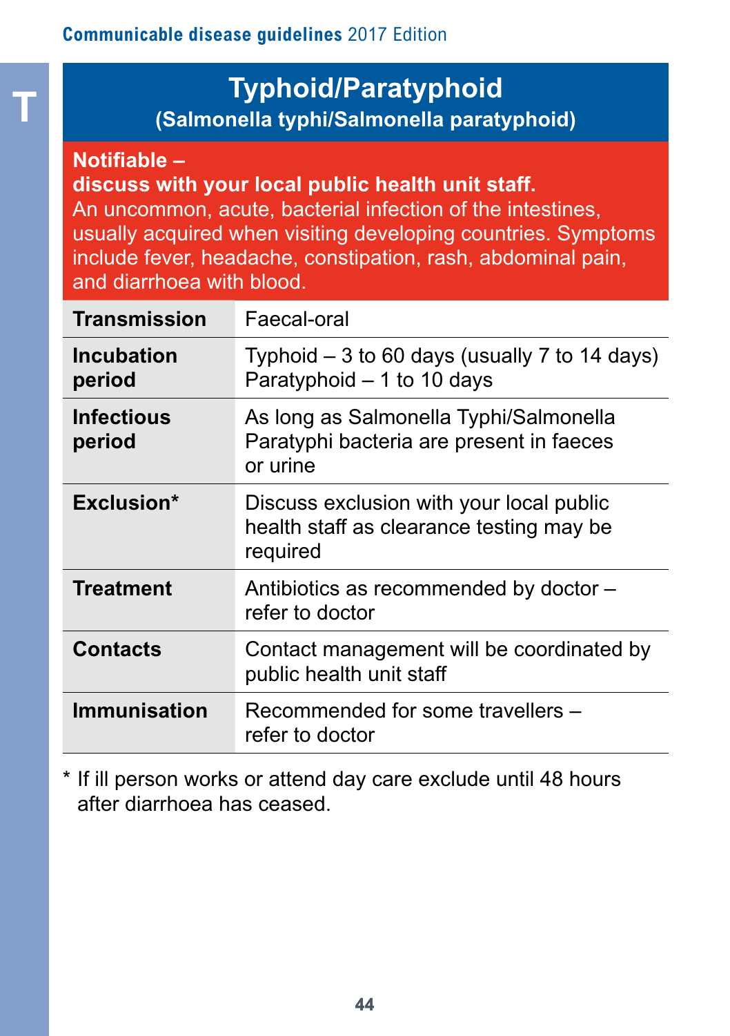# Typhoid/Paratyphoid

## (Salmonella typhi/Salmonella paratyphoid)

**Notifable –**
**discuss with your local public health unit staff.**
An uncommon, acute, bacterial infection of the intestines, usually acquired when visiting developing countries. Symptoms include fever, headache, constipation, rash, abdominal pain, and diarrhoea with blood.

| | |
|---|---|
| **Transmission** | Faecal-oral |
| **Incubation period** | Typhoid – 3 to 60 days (usually 7 to 14 days)<br>Paratyphoid – 1 to 10 days |
| **Infectious period** | As long as Salmonella Typhi/Salmonella Paratyphi bacteria are present in faeces or urine |
| **Exclusion*** | Discuss exclusion with your local public health staff as clearance testing may be required |
| **Treatment** | Antibiotics as recommended by doctor – refer to doctor |
| **Contacts** | Contact management will be coordinated by public health unit staff |
| **Immunisation** | Recommended for some travellers – refer to doctor |

* If ill person works or attend day care exclude until 48 hours after diarrhoea has ceased.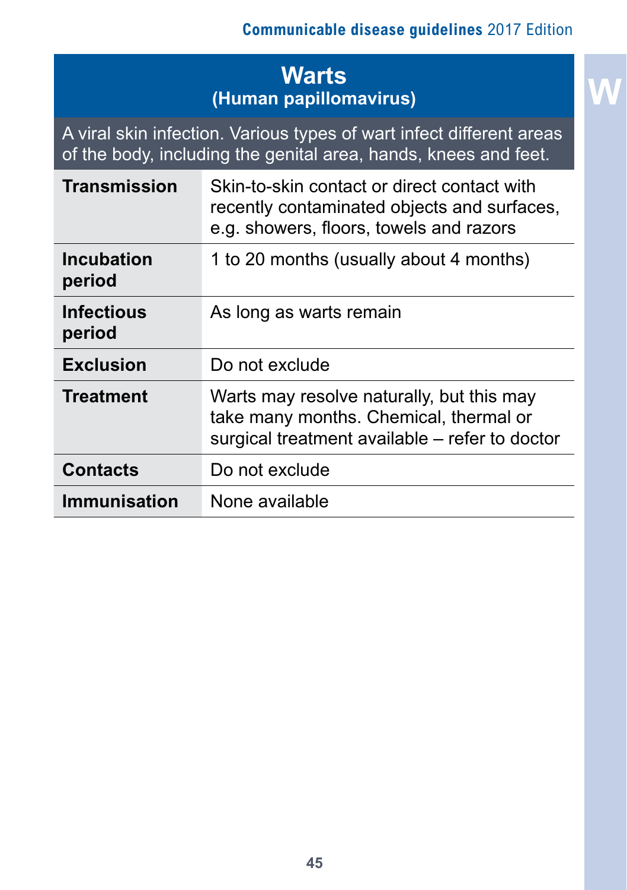# Warts
## (Human papillomavirus)

A viral skin infection. Various types of wart infect different areas of the body, including the genital area, hands, knees and feet.

| | |
|---|---|
| **Transmission** | Skin-to-skin contact or direct contact with recently contaminated objects and surfaces, e.g. showers, floors, towels and razors |
| **Incubation period** | 1 to 20 months (usually about 4 months) |
| **Infectious period** | As long as warts remain |
| **Exclusion** | Do not exclude |
| **Treatment** | Warts may resolve naturally, but this may take many months. Chemical, thermal or surgical treatment available – refer to doctor |
| **Contacts** | Do not exclude |
| **Immunisation** | None available |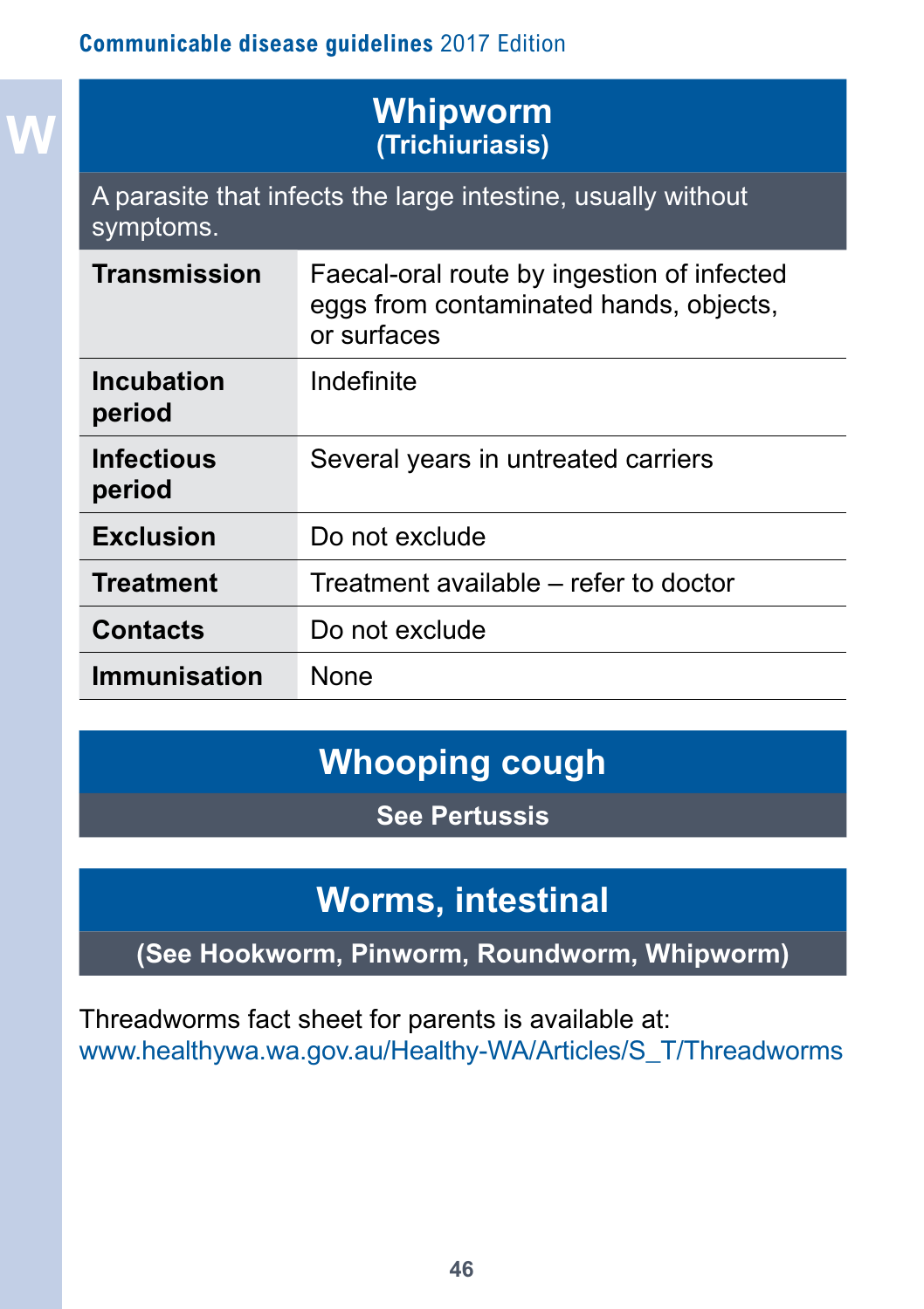## Whipworm
### (Trichiuriasis)

A parasite that infects the large intestine, usually without symptoms.

| | |
|---|---|
| **Transmission** | Faecal-oral route by ingestion of infected eggs from contaminated hands, objects, or surfaces |
| **Incubation period** | Indefinite |
| **Infectious period** | Several years in untreated carriers |
| **Exclusion** | Do not exclude |
| **Treatment** | Treatment available – refer to doctor |
| **Contacts** | Do not exclude |
| **Immunisation** | None |

## Whooping cough

**See Pertussis**

## Worms, intestinal

**(See Hookworm, Pinworm, Roundworm, Whipworm)**

Threadworms fact sheet for parents is available at:
www.healthywa.wa.gov.au/Healthy-WA/Articles/S_T/Threadworms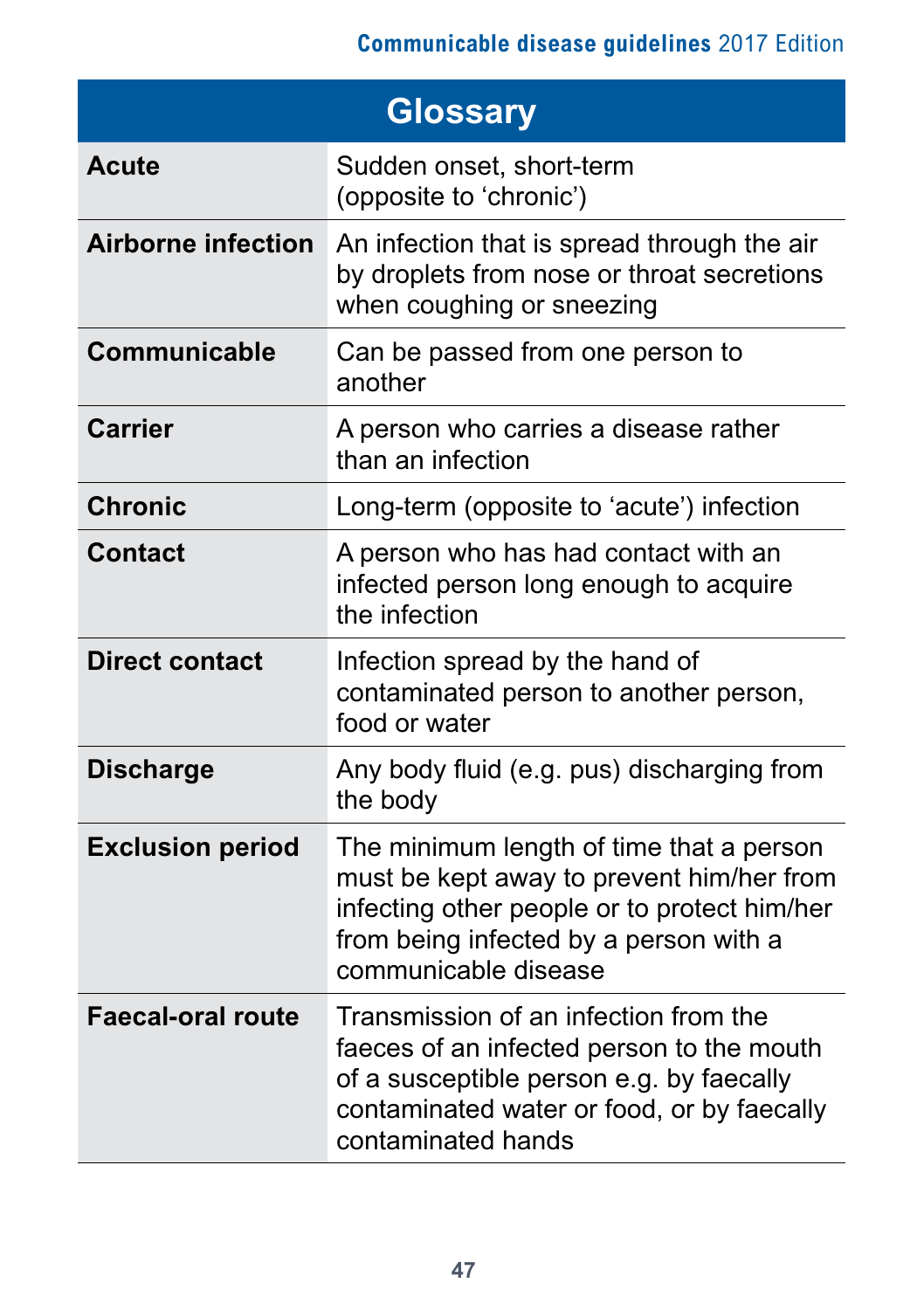## Glossary

| Term | Definition |
|---|---|
| **Acute** | Sudden onset, short-term (opposite to 'chronic') |
| **Airborne infection** | An infection that is spread through the air by droplets from nose or throat secretions when coughing or sneezing |
| **Communicable** | Can be passed from one person to another |
| **Carrier** | A person who carries a disease rather than an infection |
| **Chronic** | Long-term (opposite to 'acute') infection |
| **Contact** | A person who has had contact with an infected person long enough to acquire the infection |
| **Direct contact** | Infection spread by the hand of contaminated person to another person, food or water |
| **Discharge** | Any body fluid (e.g. pus) discharging from the body |
| **Exclusion period** | The minimum length of time that a person must be kept away to prevent him/her from infecting other people or to protect him/her from being infected by a person with a communicable disease |
| **Faecal-oral route** | Transmission of an infection from the faeces of an infected person to the mouth of a susceptible person e.g. by faecally contaminated water or food, or by faecally contaminated hands |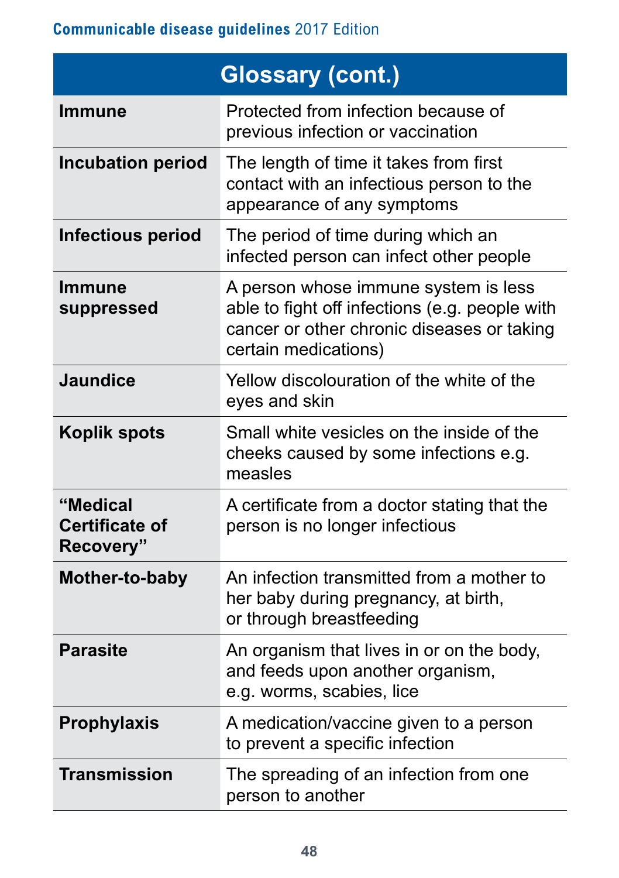## Glossary (cont.)

| | |
|---|---|
| **Immune** | Protected from infection because of previous infection or vaccination |
| **Incubation period** | The length of time it takes from first contact with an infectious person to the appearance of any symptoms |
| **Infectious period** | The period of time during which an infected person can infect other people |
| **Immune suppressed** | A person whose immune system is less able to fight off infections (e.g. people with cancer or other chronic diseases or taking certain medications) |
| **Jaundice** | Yellow discolouration of the white of the eyes and skin |
| **Koplik spots** | Small white vesicles on the inside of the cheeks caused by some infections e.g. measles |
| **"Medical Certificate of Recovery"** | A certificate from a doctor stating that the person is no longer infectious |
| **Mother-to-baby** | An infection transmitted from a mother to her baby during pregnancy, at birth, or through breastfeeding |
| **Parasite** | An organism that lives in or on the body, and feeds upon another organism, e.g. worms, scabies, lice |
| **Prophylaxis** | A medication/vaccine given to a person to prevent a specific infection |
| **Transmission** | The spreading of an infection from one person to another |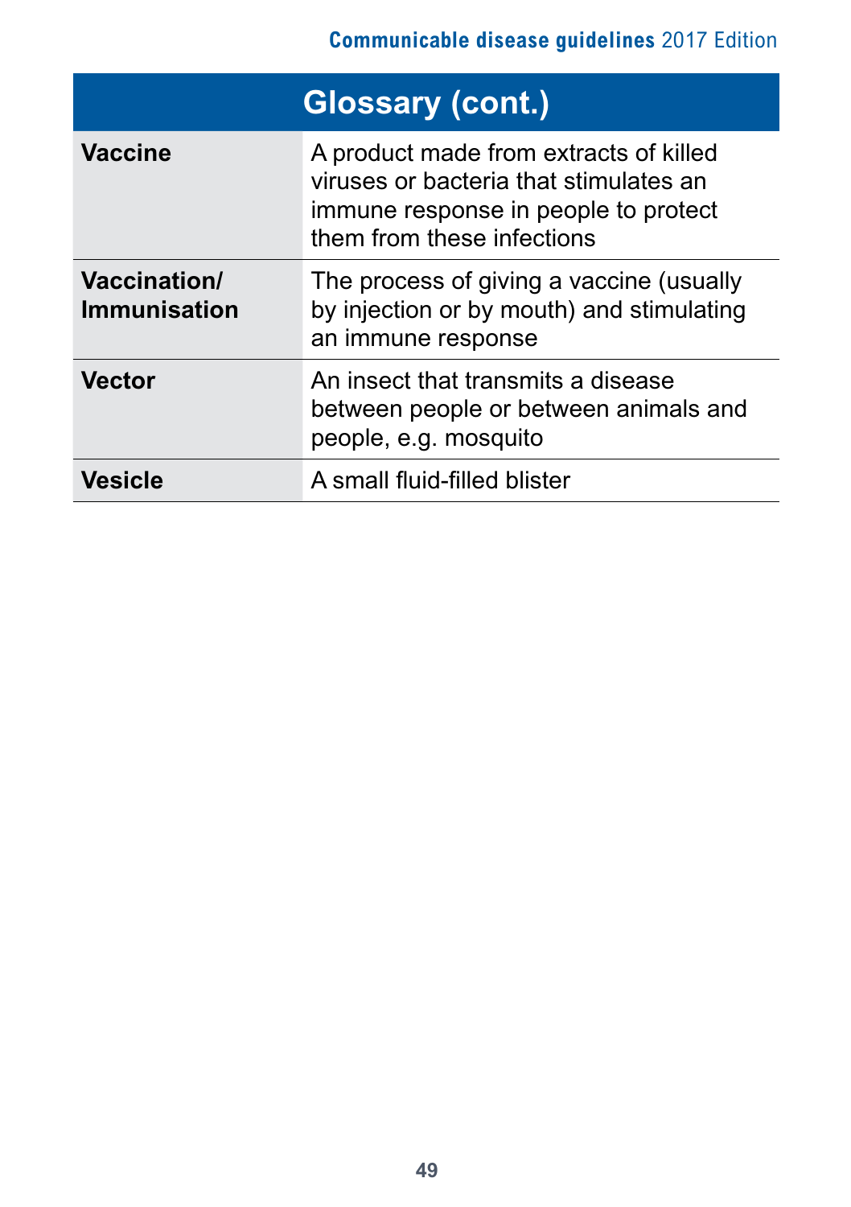## Glossary (cont.)

| | |
|---|---|
| **Vaccine** | A product made from extracts of killed viruses or bacteria that stimulates an immune response in people to protect them from these infections |
| **Vaccination/ Immunisation** | The process of giving a vaccine (usually by injection or by mouth) and stimulating an immune response |
| **Vector** | An insect that transmits a disease between people or between animals and people, e.g. mosquito |
| **Vesicle** | A small fluid-filled blister |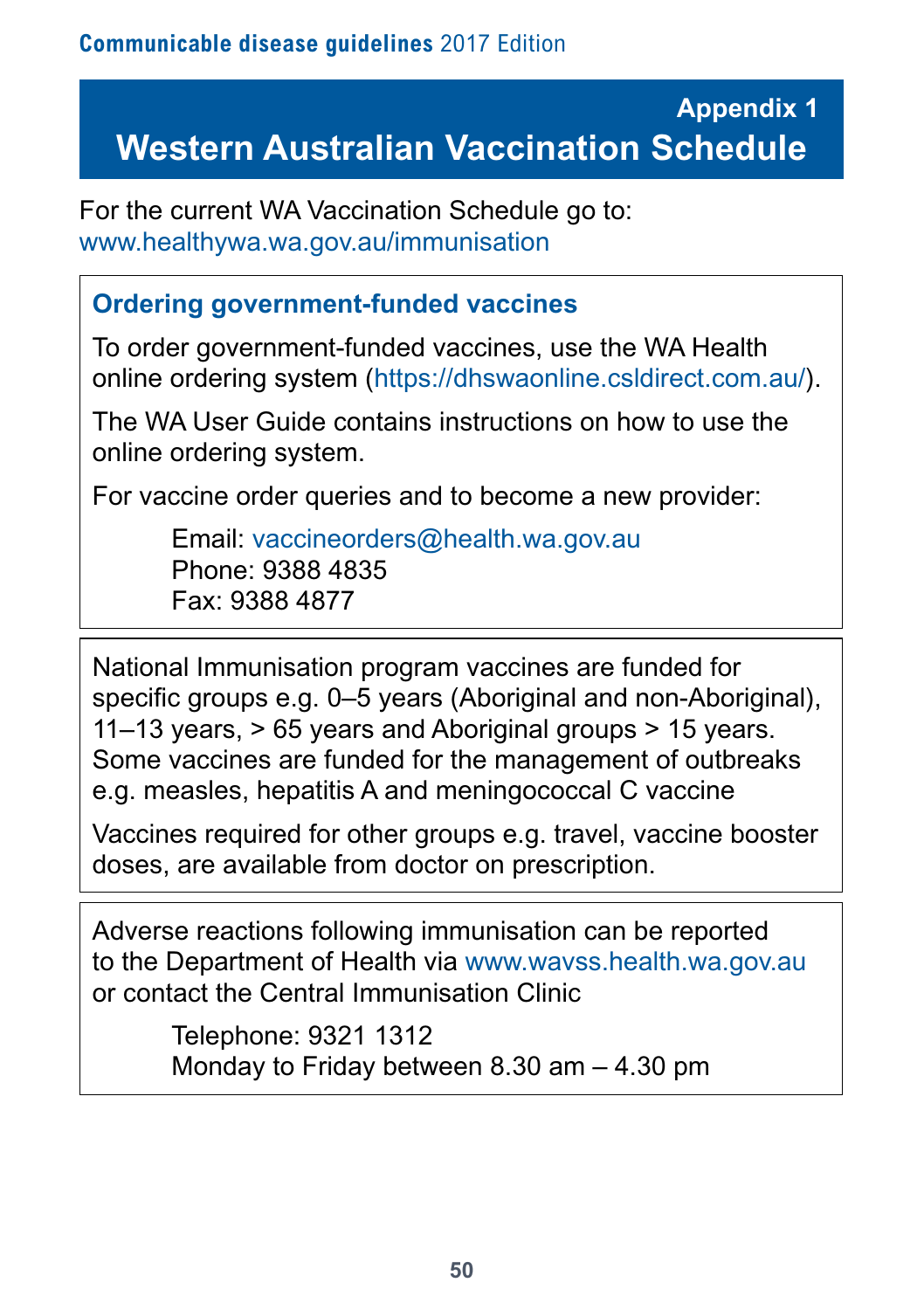## Appendix 1

# Western Australian Vaccination Schedule

For the current WA Vaccination Schedule go to:
www.healthywa.wa.gov.au/immunisation

### Ordering government-funded vaccines

To order government-funded vaccines, use the WA Health online ordering system (https://dhswaonline.csldirect.com.au/).

The WA User Guide contains instructions on how to use the online ordering system.

For vaccine order queries and to become a new provider:

Email: vaccineorders@health.wa.gov.au
Phone: 9388 4835
Fax: 9388 4877

National Immunisation program vaccines are funded for specific groups e.g. 0–5 years (Aboriginal and non-Aboriginal), 11–13 years, > 65 years and Aboriginal groups > 15 years. Some vaccines are funded for the management of outbreaks e.g. measles, hepatitis A and meningococcal C vaccine

Vaccines required for other groups e.g. travel, vaccine booster doses, are available from doctor on prescription.

Adverse reactions following immunisation can be reported to the Department of Health via www.wavss.health.wa.gov.au or contact the Central Immunisation Clinic

Telephone: 9321 1312
Monday to Friday between 8.30 am – 4.30 pm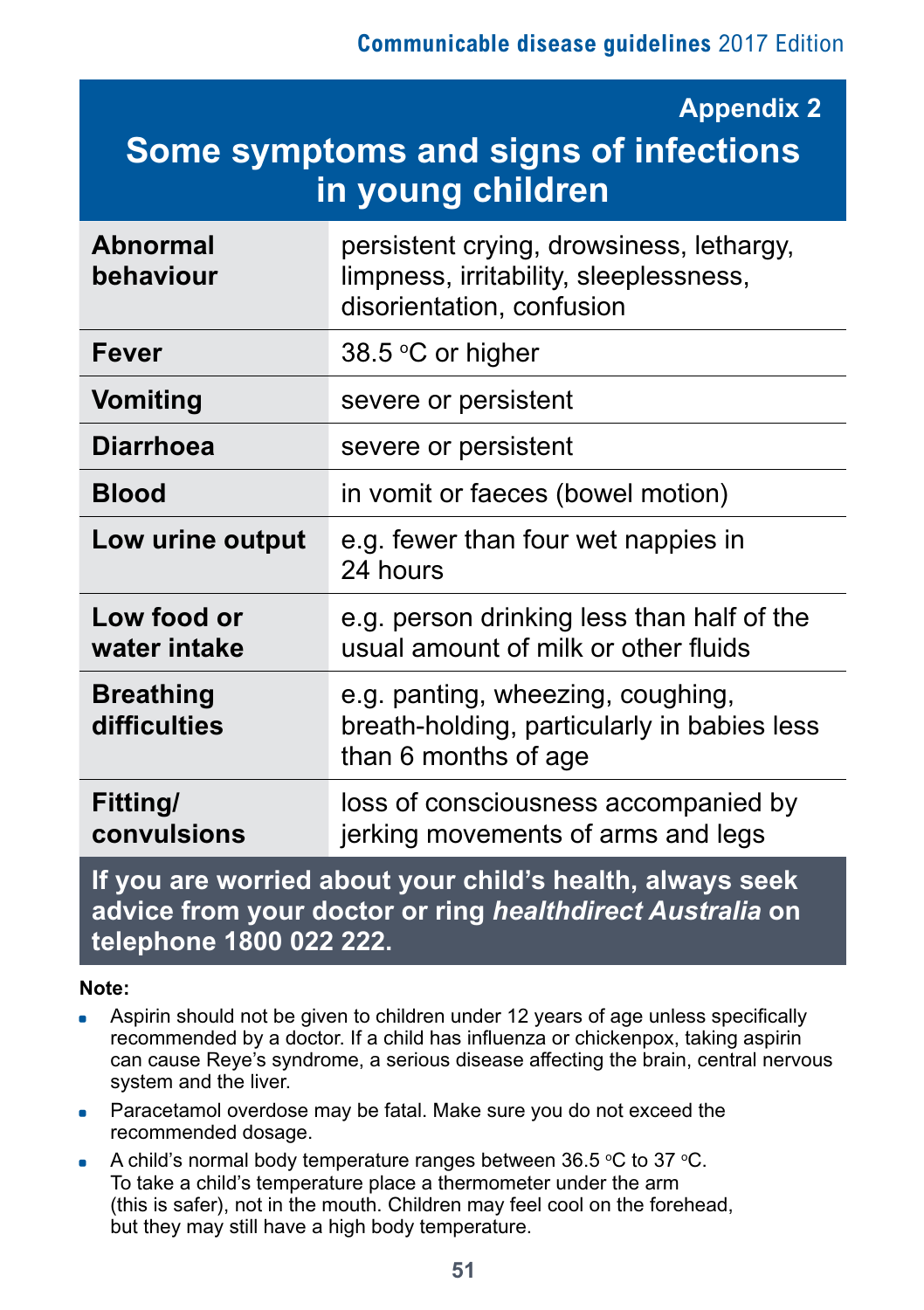## Appendix 2

# Some symptoms and signs of infections in young children

| | |
|---|---|
| **Abnormal behaviour** | persistent crying, drowsiness, lethargy, limpness, irritability, sleeplessness, disorientation, confusion |
| **Fever** | 38.5 °C or higher |
| **Vomiting** | severe or persistent |
| **Diarrhoea** | severe or persistent |
| **Blood** | in vomit or faeces (bowel motion) |
| **Low urine output** | e.g. fewer than four wet nappies in 24 hours |
| **Low food or water intake** | e.g. person drinking less than half of the usual amount of milk or other fluids |
| **Breathing difficulties** | e.g. panting, wheezing, coughing, breath-holding, particularly in babies less than 6 months of age |
| **Fitting/ convulsions** | loss of consciousness accompanied by jerking movements of arms and legs |

**If you are worried about your child's health, always seek advice from your doctor or ring *healthdirect Australia* on telephone 1800 022 222.**

**Note:**

- Aspirin should not be given to children under 12 years of age unless specifically recommended by a doctor. If a child has influenza or chickenpox, taking aspirin can cause Reye's syndrome, a serious disease affecting the brain, central nervous system and the liver.
- Paracetamol overdose may be fatal. Make sure you do not exceed the recommended dosage.
- A child's normal body temperature ranges between 36.5 °C to 37 °C. To take a child's temperature place a thermometer under the arm (this is safer), not in the mouth. Children may feel cool on the forehead, but they may still have a high body temperature.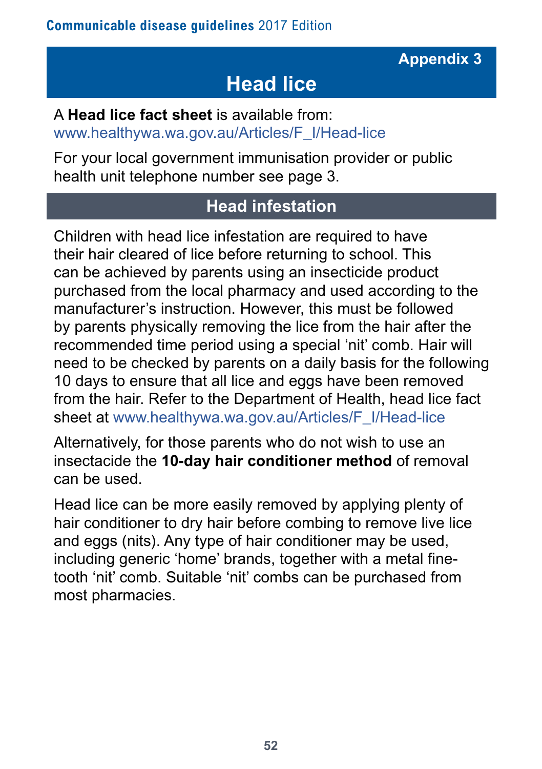Appendix 3

# Head lice

A **Head lice fact sheet** is available from:
www.healthywa.wa.gov.au/Articles/F_I/Head-lice

For your local government immunisation provider or public health unit telephone number see page 3.

## Head infestation

Children with head lice infestation are required to have their hair cleared of lice before returning to school. This can be achieved by parents using an insecticide product purchased from the local pharmacy and used according to the manufacturer's instruction. However, this must be followed by parents physically removing the lice from the hair after the recommended time period using a special 'nit' comb. Hair will need to be checked by parents on a daily basis for the following 10 days to ensure that all lice and eggs have been removed from the hair. Refer to the Department of Health, head lice fact sheet at www.healthywa.wa.gov.au/Articles/F_I/Head-lice

Alternatively, for those parents who do not wish to use an insectacide the **10-day hair conditioner method** of removal can be used.

Head lice can be more easily removed by applying plenty of hair conditioner to dry hair before combing to remove live lice and eggs (nits). Any type of hair conditioner may be used, including generic 'home' brands, together with a metal fine-tooth 'nit' comb. Suitable 'nit' combs can be purchased from most pharmacies.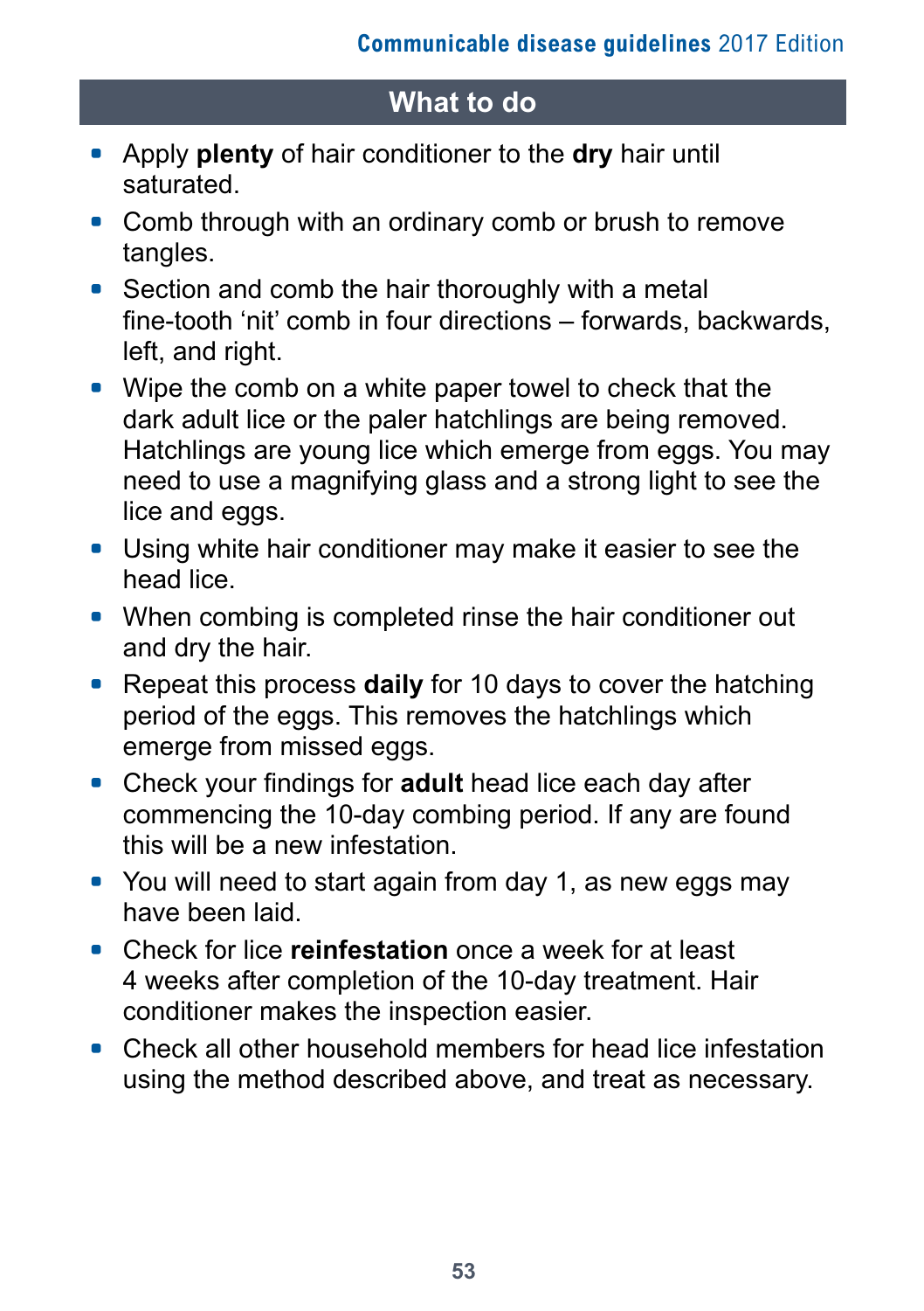## What to do

- Apply **plenty** of hair conditioner to the **dry** hair until saturated.
- Comb through with an ordinary comb or brush to remove tangles.
- Section and comb the hair thoroughly with a metal fine-tooth 'nit' comb in four directions – forwards, backwards, left, and right.
- Wipe the comb on a white paper towel to check that the dark adult lice or the paler hatchlings are being removed. Hatchlings are young lice which emerge from eggs. You may need to use a magnifying glass and a strong light to see the lice and eggs.
- Using white hair conditioner may make it easier to see the head lice.
- When combing is completed rinse the hair conditioner out and dry the hair.
- Repeat this process **daily** for 10 days to cover the hatching period of the eggs. This removes the hatchlings which emerge from missed eggs.
- Check your findings for **adult** head lice each day after commencing the 10-day combing period. If any are found this will be a new infestation.
- You will need to start again from day 1, as new eggs may have been laid.
- Check for lice **reinfestation** once a week for at least 4 weeks after completion of the 10-day treatment. Hair conditioner makes the inspection easier.
- Check all other household members for head lice infestation using the method described above, and treat as necessary.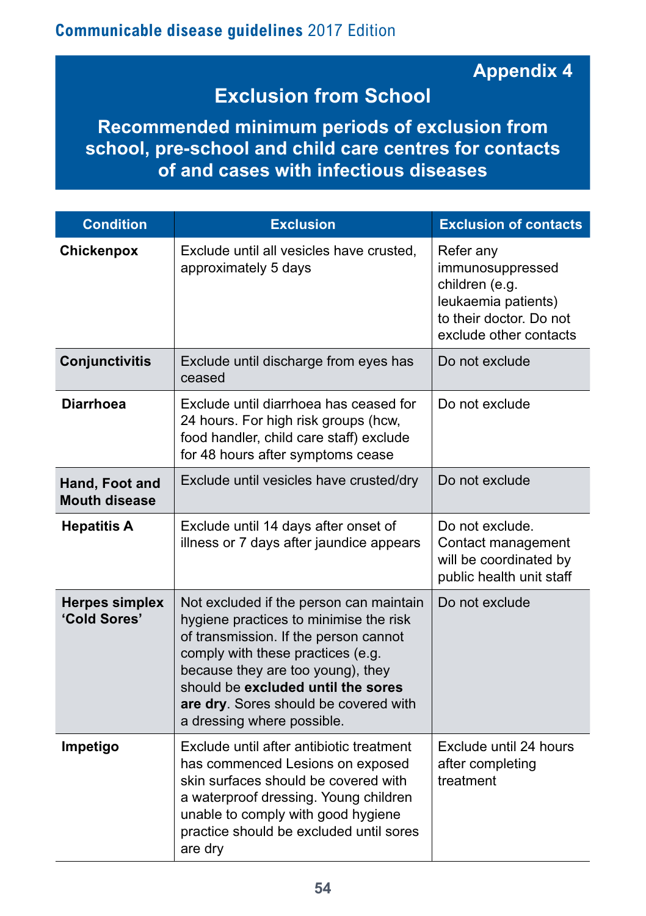## Appendix 4

# Exclusion from School

## Recommended minimum periods of exclusion from school, pre-school and child care centres for contacts of and cases with infectious diseases

| Condition | Exclusion | Exclusion of contacts |
|---|---|---|
| **Chickenpox** | Exclude until all vesicles have crusted, approximately 5 days | Refer any immunosuppressed children (e.g. leukaemia patients) to their doctor. Do not exclude other contacts |
| **Conjunctivitis** | Exclude until discharge from eyes has ceased | Do not exclude |
| **Diarrhoea** | Exclude until diarrhoea has ceased for 24 hours. For high risk groups (hcw, food handler, child care staff) exclude for 48 hours after symptoms cease | Do not exclude |
| **Hand, Foot and Mouth disease** | Exclude until vesicles have crusted/dry | Do not exclude |
| **Hepatitis A** | Exclude until 14 days after onset of illness or 7 days after jaundice appears | Do not exclude. Contact management will be coordinated by public health unit staff |
| **Herpes simplex 'Cold Sores'** | Not excluded if the person can maintain hygiene practices to minimise the risk of transmission. If the person cannot comply with these practices (e.g. because they are too young), they should be **excluded until the sores are dry**. Sores should be covered with a dressing where possible. | Do not exclude |
| **Impetigo** | Exclude until after antibiotic treatment has commenced Lesions on exposed skin surfaces should be covered with a waterproof dressing. Young children unable to comply with good hygiene practice should be excluded until sores are dry | Exclude until 24 hours after completing treatment |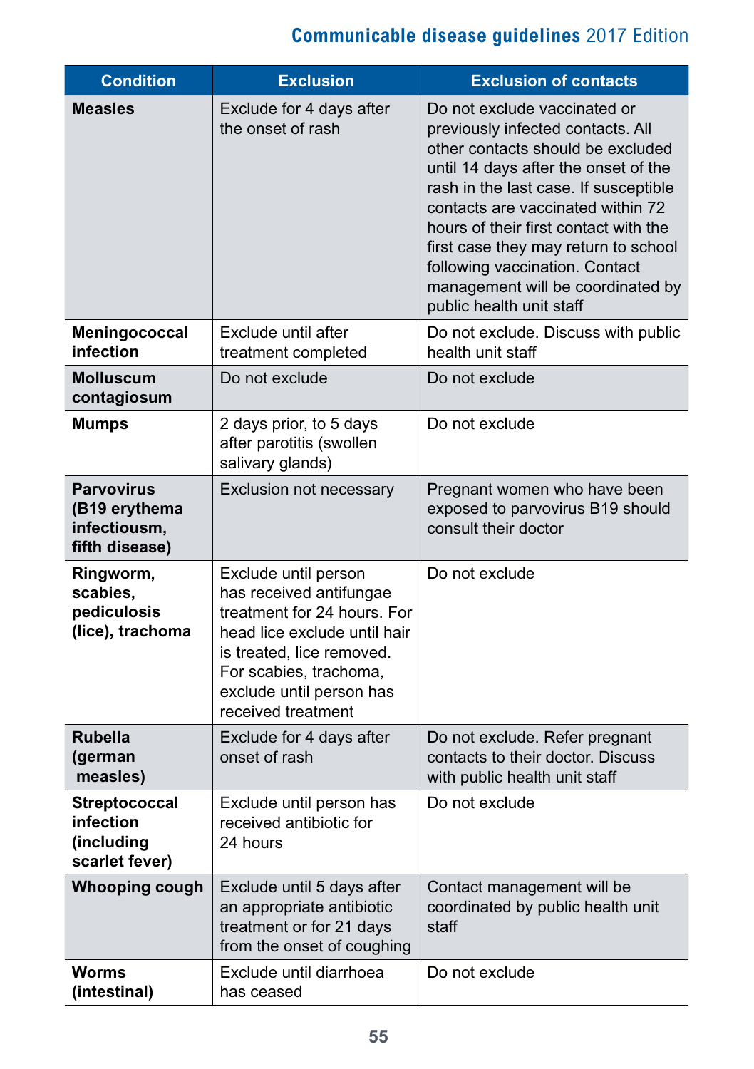| Condition | Exclusion | Exclusion of contacts |
|---|---|---|
| **Measles** | Exclude for 4 days after the onset of rash | Do not exclude vaccinated or previously infected contacts. All other contacts should be excluded until 14 days after the onset of the rash in the last case. If susceptible contacts are vaccinated within 72 hours of their first contact with the first case they may return to school following vaccination. Contact management will be coordinated by public health unit staff |
| **Meningococcal infection** | Exclude until after treatment completed | Do not exclude. Discuss with public health unit staff |
| **Molluscum contagiosum** | Do not exclude | Do not exclude |
| **Mumps** | 2 days prior, to 5 days after parotitis (swollen salivary glands) | Do not exclude |
| **Parvovirus (B19 erythema infectiousm, fifth disease)** | Exclusion not necessary | Pregnant women who have been exposed to parvovirus B19 should consult their doctor |
| **Ringworm, scabies, pediculosis (lice), trachoma** | Exclude until person has received antifungae treatment for 24 hours. For head lice exclude until hair is treated, lice removed. For scabies, trachoma, exclude until person has received treatment | Do not exclude |
| **Rubella (german measles)** | Exclude for 4 days after onset of rash | Do not exclude. Refer pregnant contacts to their doctor. Discuss with public health unit staff |
| **Streptococcal infection (including scarlet fever)** | Exclude until person has received antibiotic for 24 hours | Do not exclude |
| **Whooping cough** | Exclude until 5 days after an appropriate antibiotic treatment or for 21 days from the onset of coughing | Contact management will be coordinated by public health unit staff |
| **Worms (intestinal)** | Exclude until diarrhoea has ceased | Do not exclude |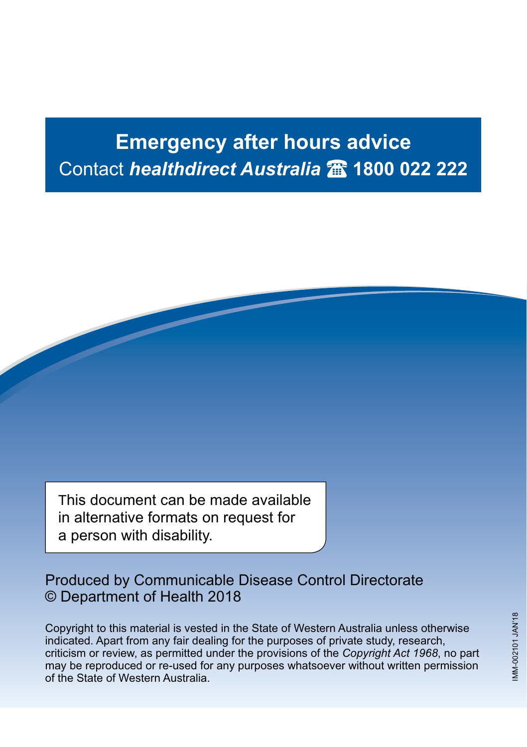**Emergency after hours advice**

Contact ***healthdirect Australia*** ☎ **1800 022 222**

This document can be made available in alternative formats on request for a person with disability.

Produced by Communicable Disease Control Directorate
© Department of Health 2018

Copyright to this material is vested in the State of Western Australia unless otherwise indicated. Apart from any fair dealing for the purposes of private study, research, criticism or review, as permitted under the provisions of the *Copyright Act 1968*, no part may be reproduced or re-used for any purposes whatsoever without written permission of the State of Western Australia.

IMM-002101 JAN'18